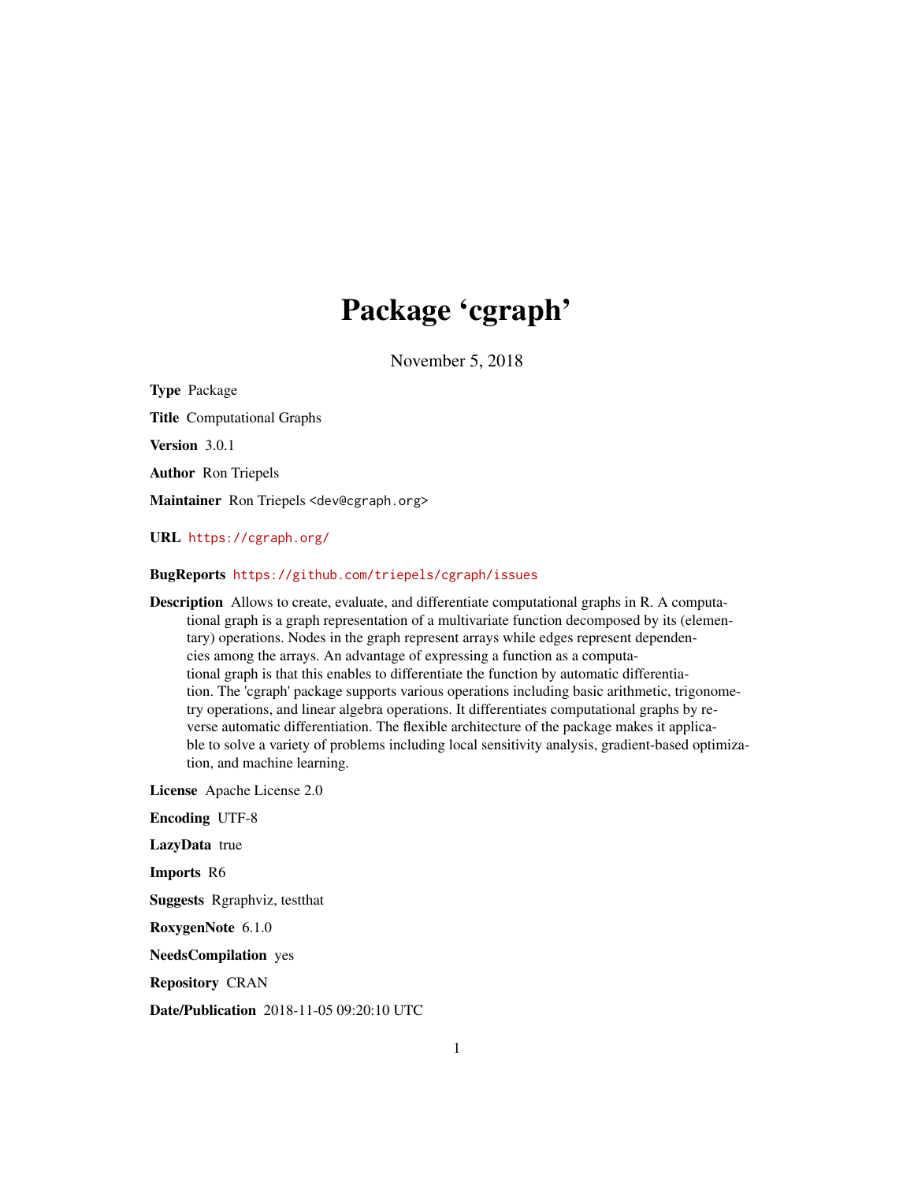# Package 'cgraph'

November 5, 2018

**Type** Package

**Title** Computational Graphs

**Version** 3.0.1

**Author** Ron Triepels

**Maintainer** Ron Triepels <dev@cgraph.org>

**URL** https://cgraph.org/

**BugReports** https://github.com/triepels/cgraph/issues

**Description** Allows to create, evaluate, and differentiate computational graphs in R. A computational graph is a graph representation of a multivariate function decomposed by its (elementary) operations. Nodes in the graph represent arrays while edges represent dependencies among the arrays. An advantage of expressing a function as a computational graph is that this enables to differentiate the function by automatic differentiation. The 'cgraph' package supports various operations including basic arithmetic, trigonometry operations, and linear algebra operations. It differentiates computational graphs by reverse automatic differentiation. The flexible architecture of the package makes it applicable to solve a variety of problems including local sensitivity analysis, gradient-based optimization, and machine learning.

**License** Apache License 2.0

**Encoding** UTF-8

**LazyData** true

**Imports** R6

**Suggests** Rgraphviz, testthat

**RoxygenNote** 6.1.0

**NeedsCompilation** yes

**Repository** CRAN

**Date/Publication** 2018-11-05 09:20:10 UTC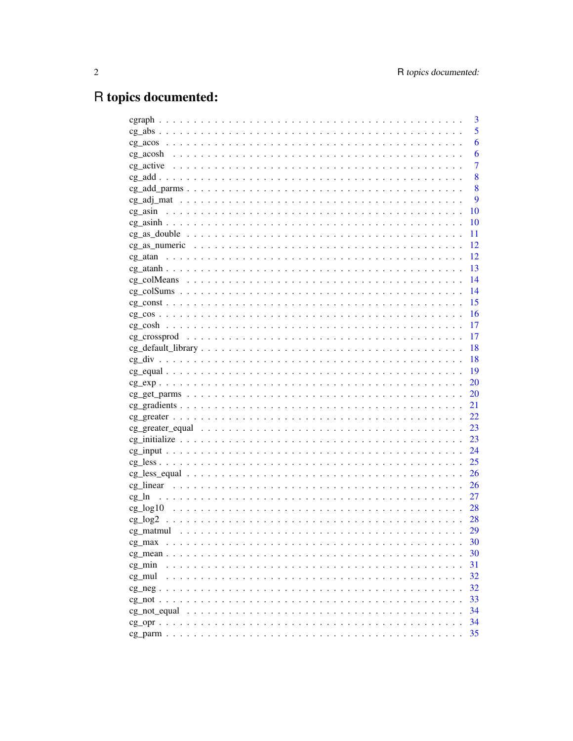# R topics documented:

| | |
|---|---|
| cgraph | 3 |
| cg_abs | 5 |
| cg_acos | 6 |
| cg_acosh | 6 |
| cg_active | 7 |
| cg_add | 8 |
| cg_add_parms | 8 |
| cg_adj_mat | 9 |
| cg_asin | 10 |
| cg_asinh | 10 |
| cg_as_double | 11 |
| cg_as_numeric | 12 |
| cg_atan | 12 |
| cg_atanh | 13 |
| cg_colMeans | 14 |
| cg_colSums | 14 |
| cg_const | 15 |
| cg_cos | 16 |
| cg_cosh | 17 |
| cg_crossprod | 17 |
| cg_default_library | 18 |
| cg_div | 18 |
| cg_equal | 19 |
| cg_exp | 20 |
| cg_get_parms | 20 |
| cg_gradients | 21 |
| cg_greater | 22 |
| cg_greater_equal | 23 |
| cg_initialize | 23 |
| cg_input | 24 |
| cg_less | 25 |
| cg_less_equal | 26 |
| cg_linear | 26 |
| cg_ln | 27 |
| cg_log10 | 28 |
| cg_log2 | 28 |
| cg_matmul | 29 |
| cg_max | 30 |
| cg_mean | 30 |
| cg_min | 31 |
| cg_mul | 32 |
| cg_neg | 32 |
| cg_not | 33 |
| cg_not_equal | 34 |
| cg_opr | 34 |
| cg_parm | 35 |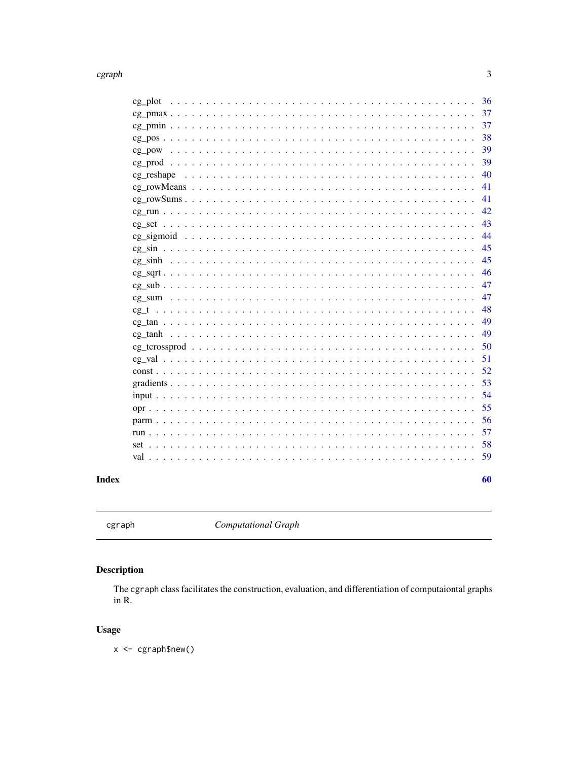cg_plot . . . . . . . . . . . . . . . . . . . . . . . . . . . . . . . . . . . . . . . 36
cg_pmax . . . . . . . . . . . . . . . . . . . . . . . . . . . . . . . . . . . . . . . 37
cg_pmin . . . . . . . . . . . . . . . . . . . . . . . . . . . . . . . . . . . . . . . 37
cg_pos . . . . . . . . . . . . . . . . . . . . . . . . . . . . . . . . . . . . . . . 38
cg_pow . . . . . . . . . . . . . . . . . . . . . . . . . . . . . . . . . . . . . . . 39
cg_prod . . . . . . . . . . . . . . . . . . . . . . . . . . . . . . . . . . . . . . . 39
cg_reshape . . . . . . . . . . . . . . . . . . . . . . . . . . . . . . . . . . . . . . . 40
cg_rowMeans . . . . . . . . . . . . . . . . . . . . . . . . . . . . . . . . . . . . . . . 41
cg_rowSums . . . . . . . . . . . . . . . . . . . . . . . . . . . . . . . . . . . . . . . 41
cg_run . . . . . . . . . . . . . . . . . . . . . . . . . . . . . . . . . . . . . . . 42
cg_set . . . . . . . . . . . . . . . . . . . . . . . . . . . . . . . . . . . . . . . 43
cg_sigmoid . . . . . . . . . . . . . . . . . . . . . . . . . . . . . . . . . . . . . . . 44
cg_sin . . . . . . . . . . . . . . . . . . . . . . . . . . . . . . . . . . . . . . . 45
cg_sinh . . . . . . . . . . . . . . . . . . . . . . . . . . . . . . . . . . . . . . . 45
cg_sqrt . . . . . . . . . . . . . . . . . . . . . . . . . . . . . . . . . . . . . . . 46
cg_sub . . . . . . . . . . . . . . . . . . . . . . . . . . . . . . . . . . . . . . . 47
cg_sum . . . . . . . . . . . . . . . . . . . . . . . . . . . . . . . . . . . . . . . 47
cg_t . . . . . . . . . . . . . . . . . . . . . . . . . . . . . . . . . . . . . . . 48
cg_tan . . . . . . . . . . . . . . . . . . . . . . . . . . . . . . . . . . . . . . . 49
cg_tanh . . . . . . . . . . . . . . . . . . . . . . . . . . . . . . . . . . . . . . . 49
cg_tcrossprod . . . . . . . . . . . . . . . . . . . . . . . . . . . . . . . . . . . . . . . 50
cg_val . . . . . . . . . . . . . . . . . . . . . . . . . . . . . . . . . . . . . . . 51
const . . . . . . . . . . . . . . . . . . . . . . . . . . . . . . . . . . . . . . . 52
gradients . . . . . . . . . . . . . . . . . . . . . . . . . . . . . . . . . . . . . . . 53
input . . . . . . . . . . . . . . . . . . . . . . . . . . . . . . . . . . . . . . . 54
opr . . . . . . . . . . . . . . . . . . . . . . . . . . . . . . . . . . . . . . . 55
parm . . . . . . . . . . . . . . . . . . . . . . . . . . . . . . . . . . . . . . . 56
run . . . . . . . . . . . . . . . . . . . . . . . . . . . . . . . . . . . . . . . 57
set . . . . . . . . . . . . . . . . . . . . . . . . . . . . . . . . . . . . . . . 58
val . . . . . . . . . . . . . . . . . . . . . . . . . . . . . . . . . . . . . . . 59

**Index** **60**

---

`cgraph` *Computational Graph*

---

## Description

The `cgraph` class facilitates the construction, evaluation, and differentiation of computaiontal graphs in R.

## Usage

```
x <- cgraph$new()
```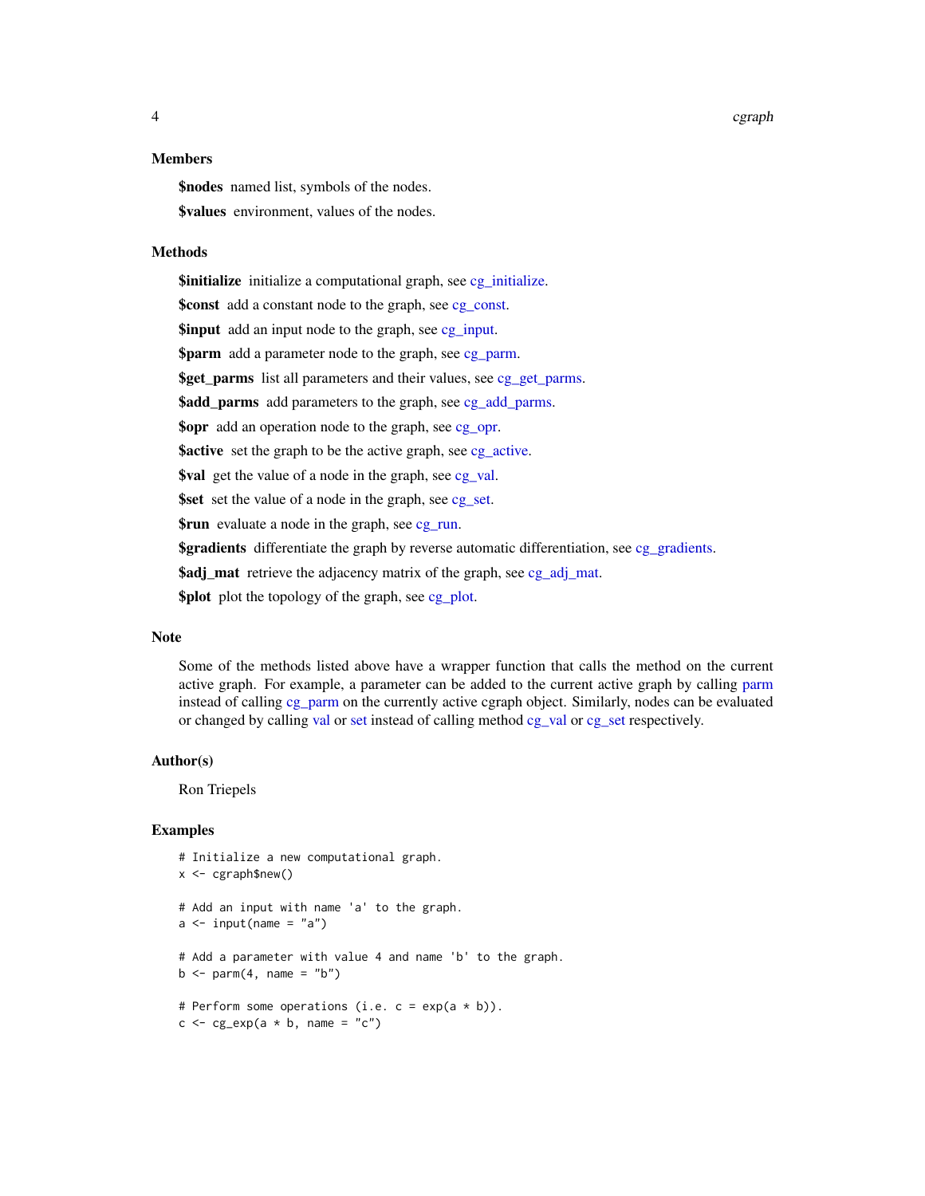### Members

**$nodes** named list, symbols of the nodes.

**$values** environment, values of the nodes.

### Methods

**$initialize** initialize a computational graph, see cg_initialize.

**$const** add a constant node to the graph, see cg_const.

**$input** add an input node to the graph, see cg_input.

**$parm** add a parameter node to the graph, see cg_parm.

**$get_parms** list all parameters and their values, see cg_get_parms.

**$add_parms** add parameters to the graph, see cg_add_parms.

**$opr** add an operation node to the graph, see cg_opr.

**$active** set the graph to be the active graph, see cg_active.

**$val** get the value of a node in the graph, see cg_val.

**$set** set the value of a node in the graph, see cg_set.

**$run** evaluate a node in the graph, see cg_run.

**$gradients** differentiate the graph by reverse automatic differentiation, see cg_gradients.

**$adj_mat** retrieve the adjacency matrix of the graph, see cg_adj_mat.

**$plot** plot the topology of the graph, see cg_plot.

### Note

Some of the methods listed above have a wrapper function that calls the method on the current active graph. For example, a parameter can be added to the current active graph by calling parm instead of calling cg_parm on the currently active cgraph object. Similarly, nodes can be evaluated or changed by calling val or set instead of calling method cg_val or cg_set respectively.

### Author(s)

Ron Triepels

### Examples

```
# Initialize a new computational graph.
x <- cgraph$new()

# Add an input with name 'a' to the graph.
a <- input(name = "a")

# Add a parameter with value 4 and name 'b' to the graph.
b <- parm(4, name = "b")

# Perform some operations (i.e. c = exp(a * b)).
c <- cg_exp(a * b, name = "c")
```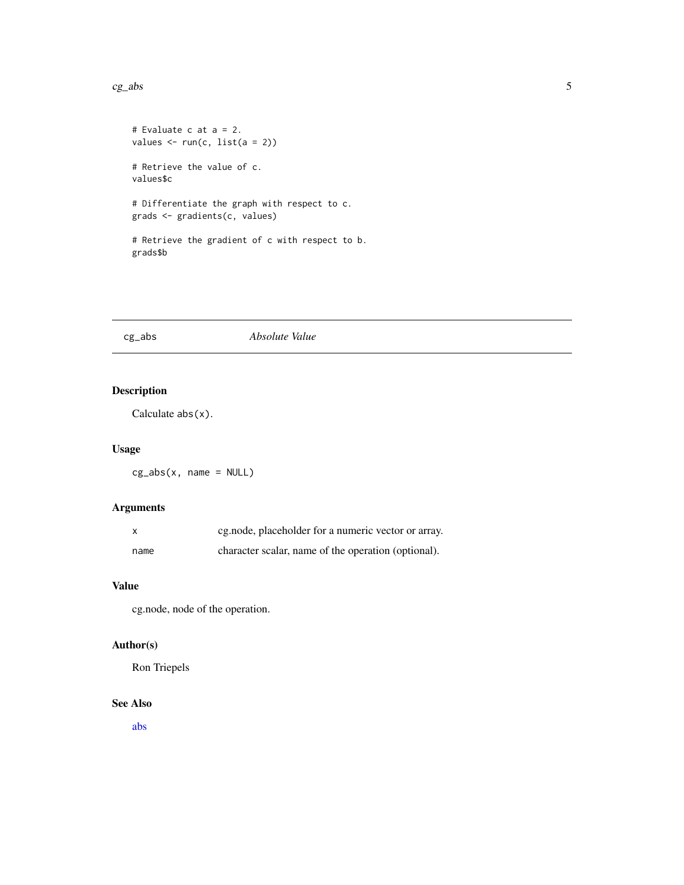```
# Evaluate c at a = 2.
values <- run(c, list(a = 2))

# Retrieve the value of c.
values$c

# Differentiate the graph with respect to c.
grads <- gradients(c, values)

# Retrieve the gradient of c with respect to b.
grads$b
```

---

## cg_abs — *Absolute Value*

---

### Description

Calculate `abs(x)`.

### Usage

```
cg_abs(x, name = NULL)
```

### Arguments

| | |
|---|---|
| `x` | cg.node, placeholder for a numeric vector or array. |
| `name` | character scalar, name of the operation (optional). |

### Value

cg.node, node of the operation.

### Author(s)

Ron Triepels

### See Also

abs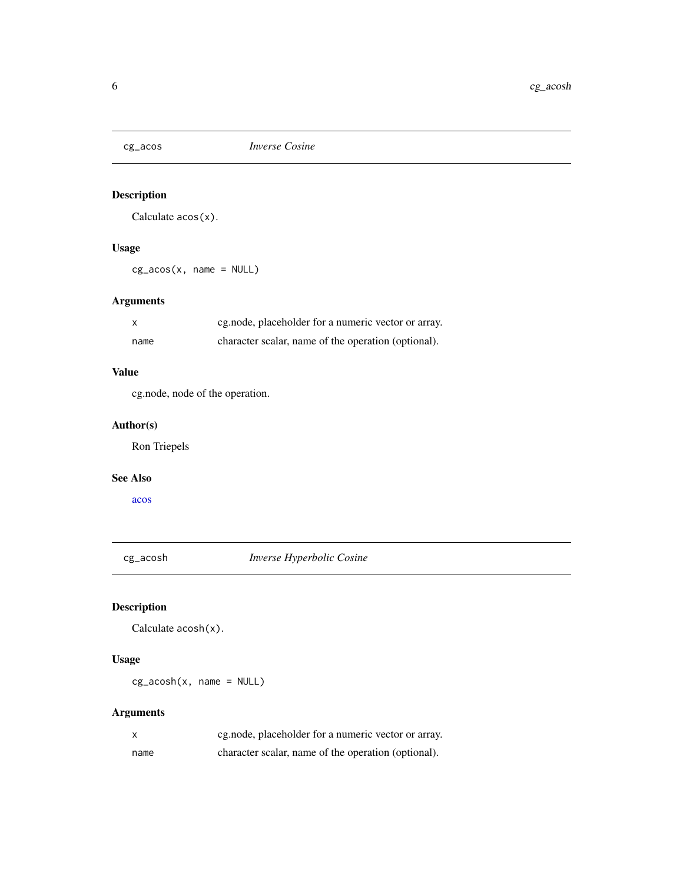## cg_acos *Inverse Cosine*

### Description

Calculate `acos(x)`.

### Usage

```
cg_acos(x, name = NULL)
```

### Arguments

| | |
|---|---|
| `x` | cg.node, placeholder for a numeric vector or array. |
| `name` | character scalar, name of the operation (optional). |

### Value

cg.node, node of the operation.

### Author(s)

Ron Triepels

### See Also

acos

## cg_acosh *Inverse Hyperbolic Cosine*

### Description

Calculate `acosh(x)`.

### Usage

```
cg_acosh(x, name = NULL)
```

### Arguments

| | |
|---|---|
| `x` | cg.node, placeholder for a numeric vector or array. |
| `name` | character scalar, name of the operation (optional). |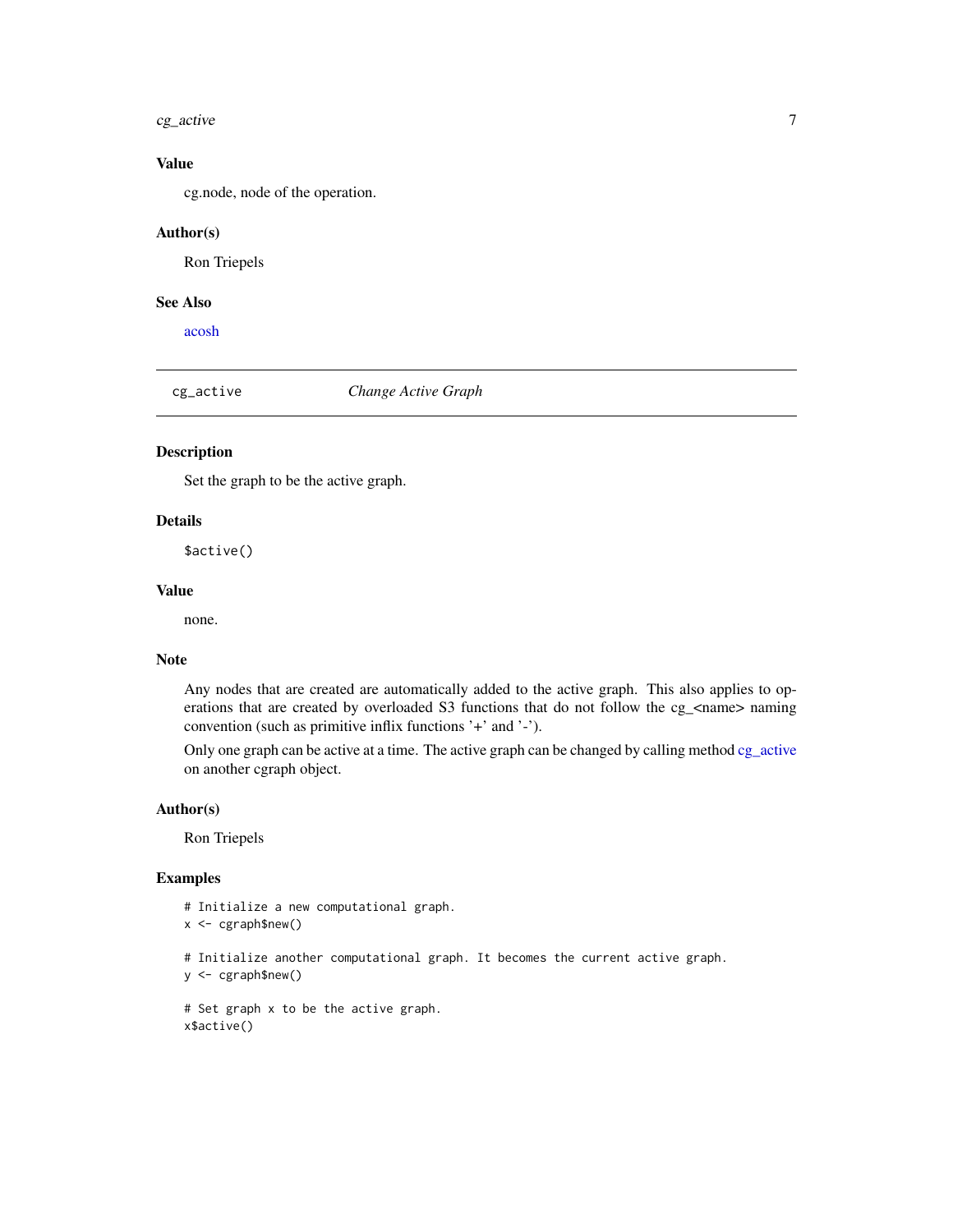### Value

cg.node, node of the operation.

### Author(s)

Ron Triepels

### See Also

acosh

---

## cg_active *Change Active Graph*

---

### Description

Set the graph to be the active graph.

### Details

`$active()`

### Value

none.

### Note

Any nodes that are created are automatically added to the active graph. This also applies to operations that are created by overloaded S3 functions that do not follow the cg_<name> naming convention (such as primitive inflix functions '+' and '-').

Only one graph can be active at a time. The active graph can be changed by calling method cg_active on another cgraph object.

### Author(s)

Ron Triepels

### Examples

```
# Initialize a new computational graph.
x <- cgraph$new()

# Initialize another computational graph. It becomes the current active graph.
y <- cgraph$new()

# Set graph x to be the active graph.
x$active()
```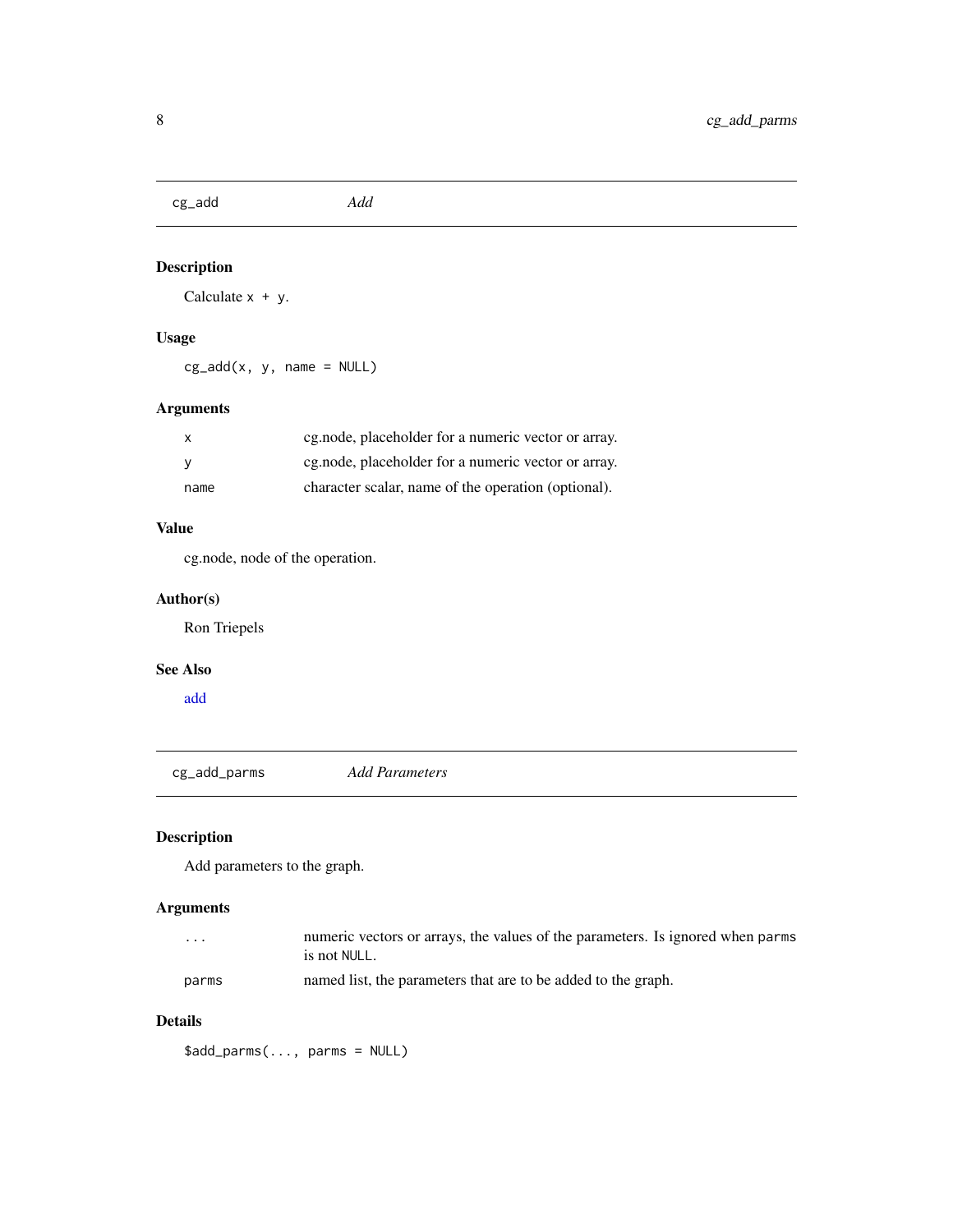## cg_add — *Add*

### Description

Calculate `x + y`.

### Usage

```
cg_add(x, y, name = NULL)
```

### Arguments

| | |
|---|---|
| `x` | cg.node, placeholder for a numeric vector or array. |
| `y` | cg.node, placeholder for a numeric vector or array. |
| `name` | character scalar, name of the operation (optional). |

### Value

cg.node, node of the operation.

### Author(s)

Ron Triepels

### See Also

add

## cg_add_parms — *Add Parameters*

### Description

Add parameters to the graph.

### Arguments

| | |
|---|---|
| `...` | numeric vectors or arrays, the values of the parameters. Is ignored when `parms` is not `NULL`. |
| `parms` | named list, the parameters that are to be added to the graph. |

### Details

```
$add_parms(..., parms = NULL)
```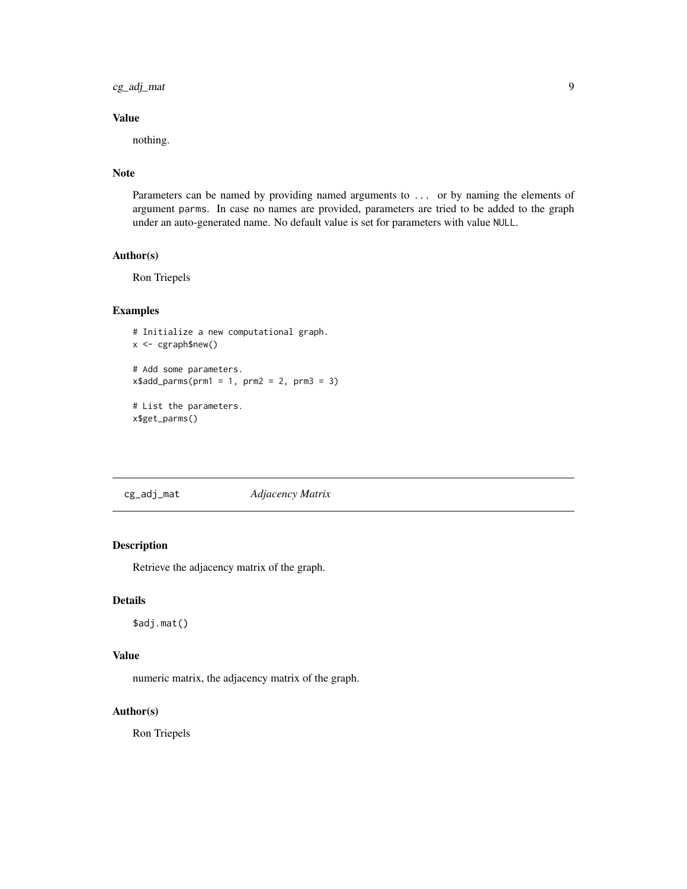## Value

nothing.

## Note

Parameters can be named by providing named arguments to `...` or by naming the elements of argument `parms`. In case no names are provided, parameters are tried to be added to the graph under an auto-generated name. No default value is set for parameters with value `NULL`.

## Author(s)

Ron Triepels

## Examples

```
# Initialize a new computational graph.
x <- cgraph$new()

# Add some parameters.
x$add_parms(prm1 = 1, prm2 = 2, prm3 = 3)

# List the parameters.
x$get_parms()
```

---

# cg_adj_mat *Adjacency Matrix*

## Description

Retrieve the adjacency matrix of the graph.

## Details

`$adj.mat()`

## Value

numeric matrix, the adjacency matrix of the graph.

## Author(s)

Ron Triepels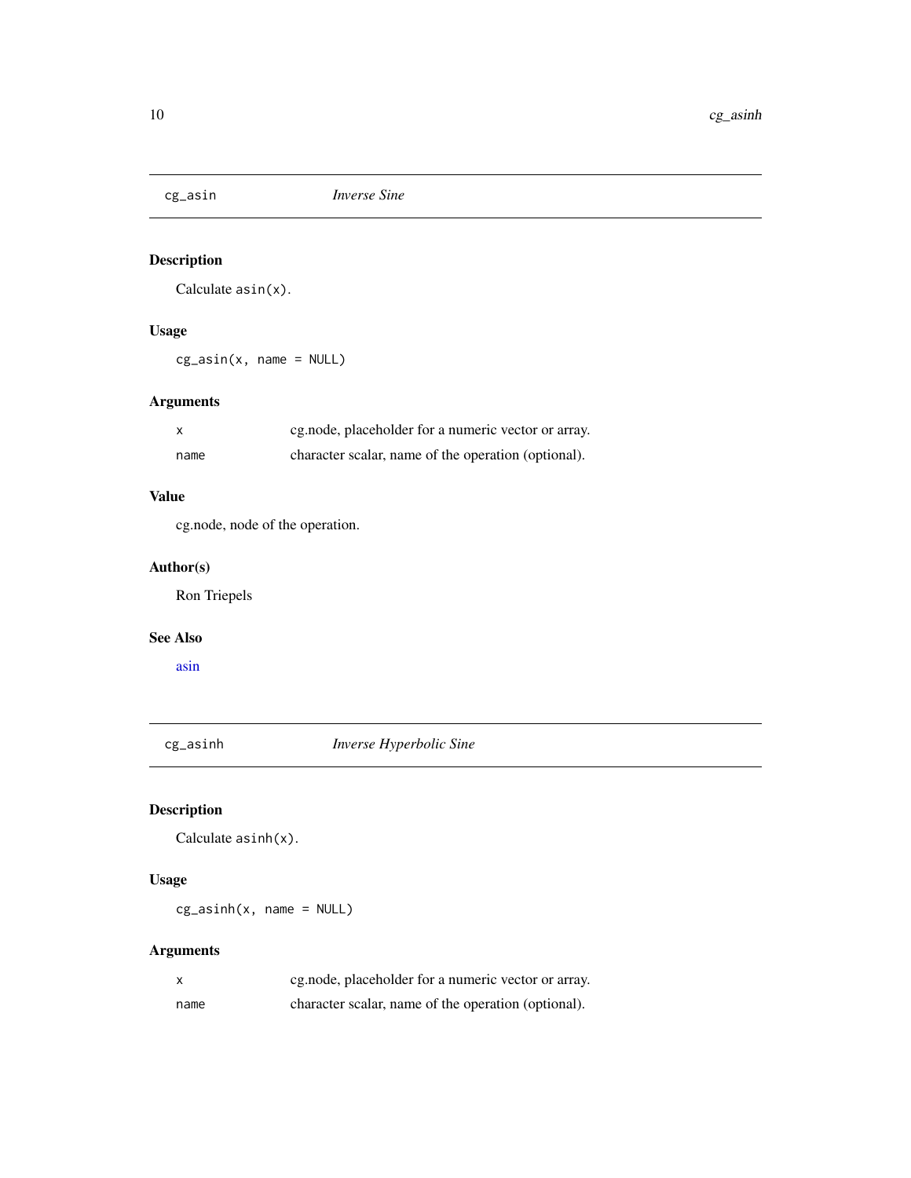## cg_asin — *Inverse Sine*

### Description

Calculate `asin(x)`.

### Usage

```
cg_asin(x, name = NULL)
```

### Arguments

| | |
|---|---|
| `x` | cg.node, placeholder for a numeric vector or array. |
| `name` | character scalar, name of the operation (optional). |

### Value

cg.node, node of the operation.

### Author(s)

Ron Triepels

### See Also

asin

## cg_asinh — *Inverse Hyperbolic Sine*

### Description

Calculate `asinh(x)`.

### Usage

```
cg_asinh(x, name = NULL)
```

### Arguments

| | |
|---|---|
| `x` | cg.node, placeholder for a numeric vector or array. |
| `name` | character scalar, name of the operation (optional). |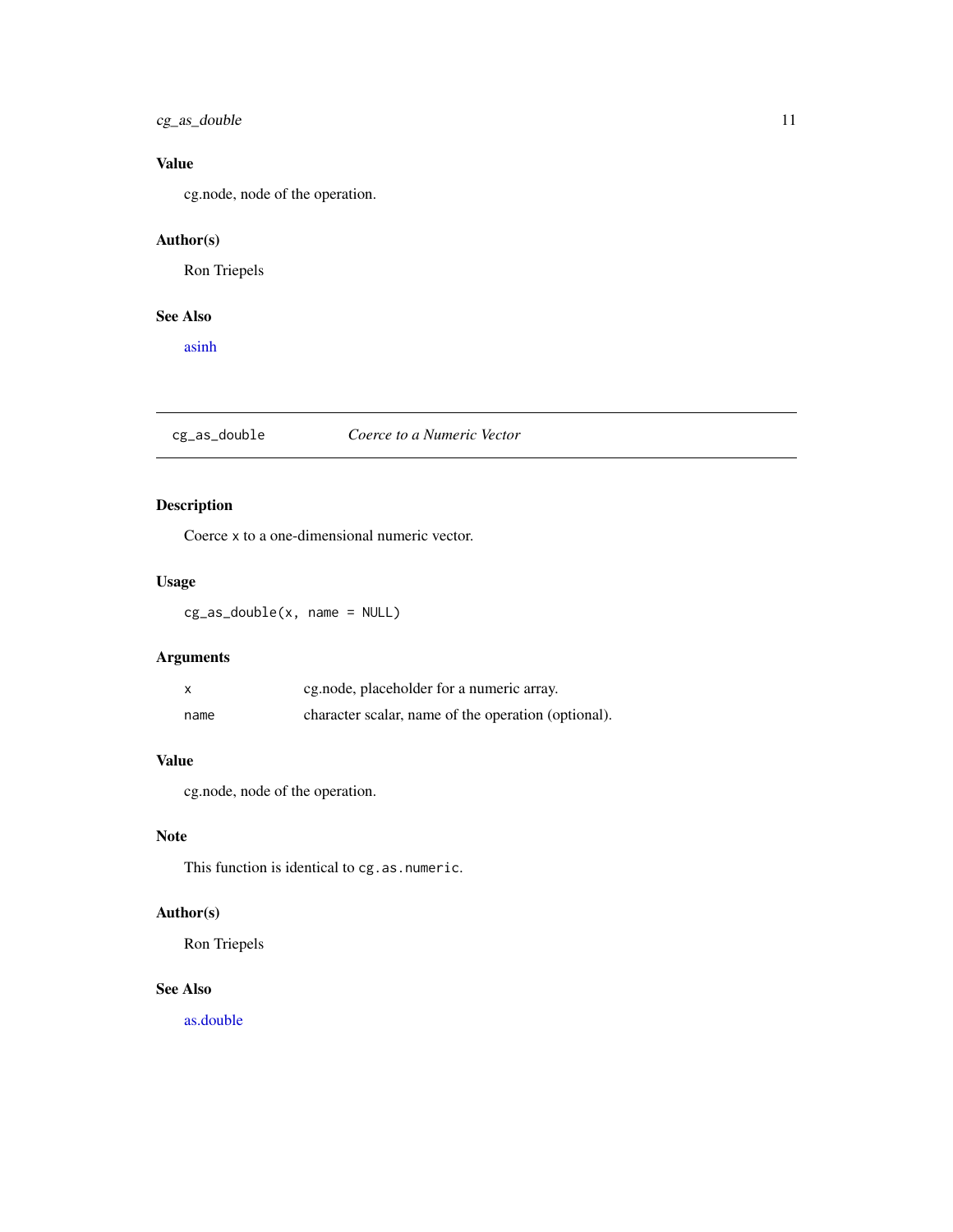### Value

cg.node, node of the operation.

### Author(s)

Ron Triepels

### See Also

asinh

---

## cg_as_double — *Coerce to a Numeric Vector*

---

### Description

Coerce `x` to a one-dimensional numeric vector.

### Usage

```
cg_as_double(x, name = NULL)
```

### Arguments

| | |
|---|---|
| `x` | cg.node, placeholder for a numeric array. |
| `name` | character scalar, name of the operation (optional). |

### Value

cg.node, node of the operation.

### Note

This function is identical to `cg.as.numeric`.

### Author(s)

Ron Triepels

### See Also

as.double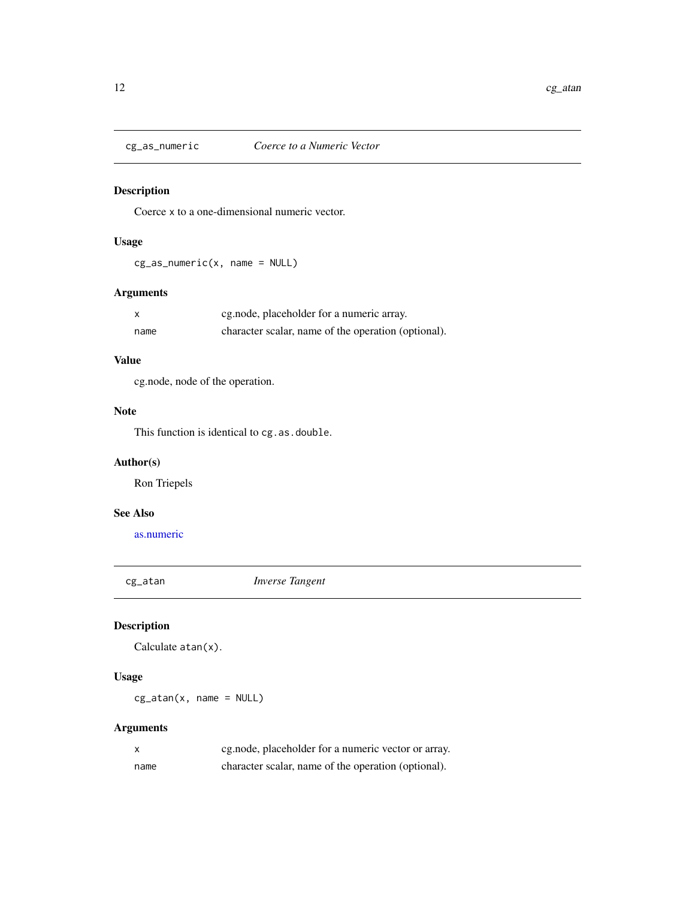## cg_as_numeric *Coerce to a Numeric Vector*

### Description

Coerce `x` to a one-dimensional numeric vector.

### Usage

```
cg_as_numeric(x, name = NULL)
```

### Arguments

| | |
|---|---|
| `x` | cg.node, placeholder for a numeric array. |
| `name` | character scalar, name of the operation (optional). |

### Value

cg.node, node of the operation.

### Note

This function is identical to `cg.as.double`.

### Author(s)

Ron Triepels

### See Also

as.numeric

## cg_atan *Inverse Tangent*

### Description

Calculate `atan(x)`.

### Usage

```
cg_atan(x, name = NULL)
```

### Arguments

| | |
|---|---|
| `x` | cg.node, placeholder for a numeric vector or array. |
| `name` | character scalar, name of the operation (optional). |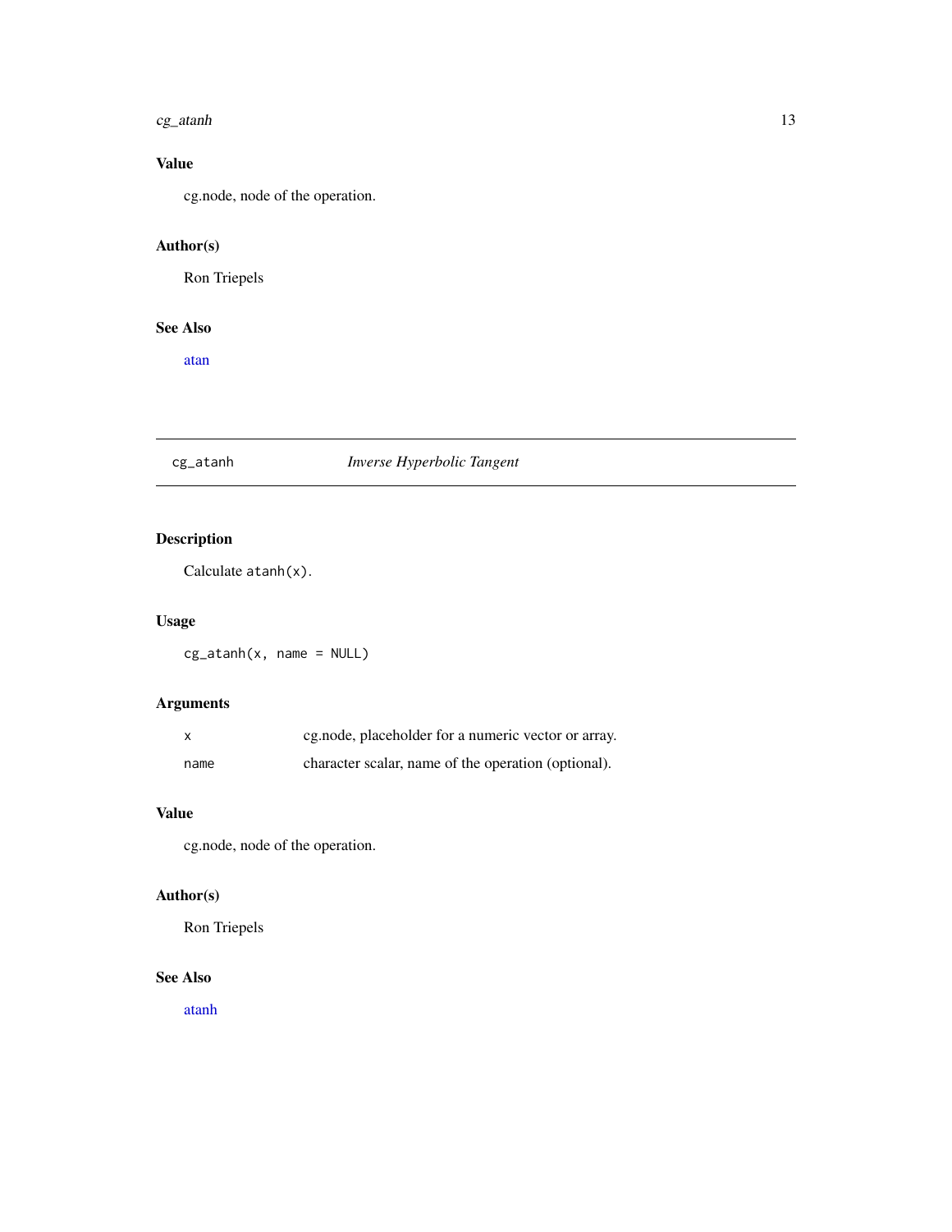### Value

cg.node, node of the operation.

### Author(s)

Ron Triepels

### See Also

atan

---

## cg_atanh *Inverse Hyperbolic Tangent*

### Description

Calculate `atanh(x)`.

### Usage

```
cg_atanh(x, name = NULL)
```

### Arguments

| | |
|---|---|
| `x` | cg.node, placeholder for a numeric vector or array. |
| `name` | character scalar, name of the operation (optional). |

### Value

cg.node, node of the operation.

### Author(s)

Ron Triepels

### See Also

atanh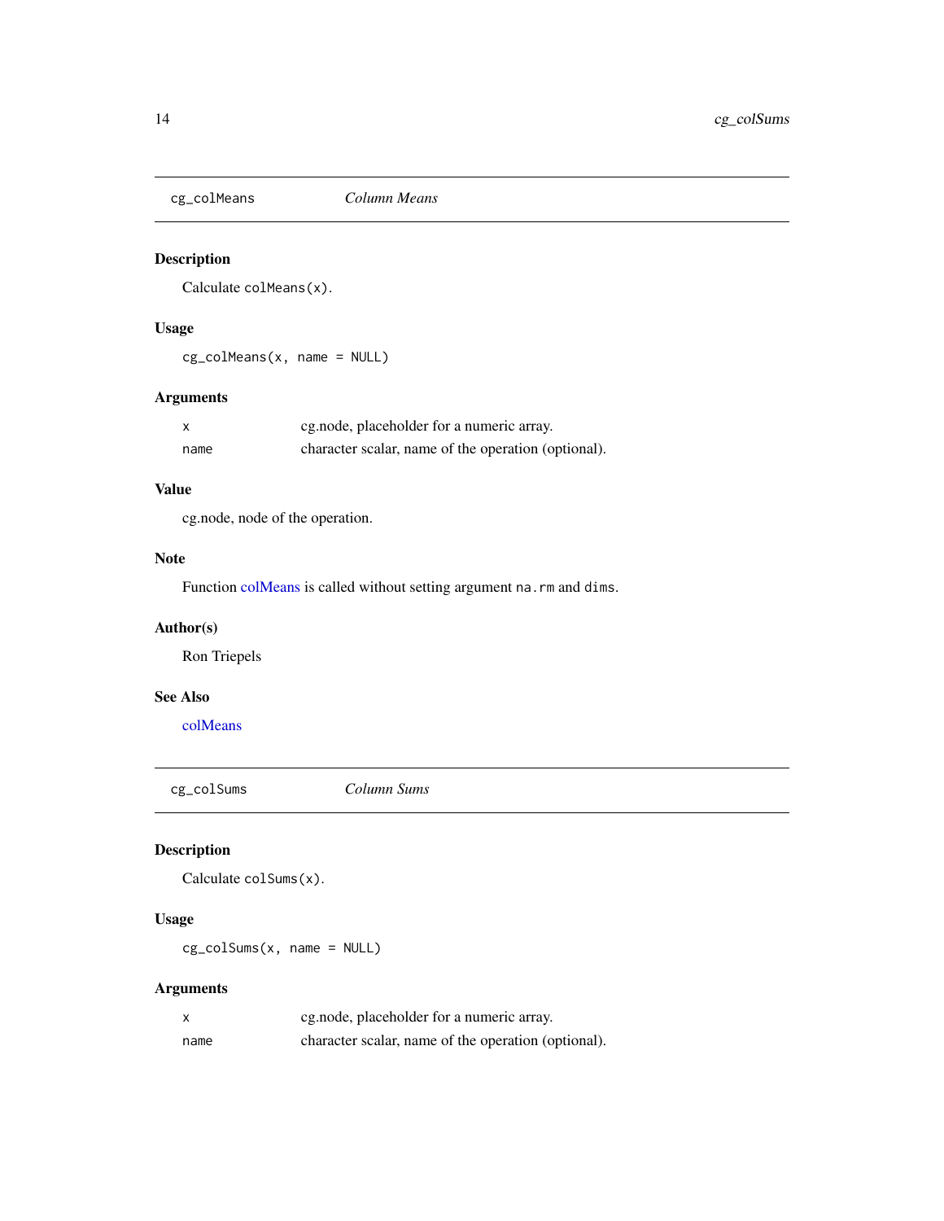## cg_colMeans — *Column Means*

### Description

Calculate `colMeans(x)`.

### Usage

```
cg_colMeans(x, name = NULL)
```

### Arguments

| | |
|---|---|
| `x` | cg.node, placeholder for a numeric array. |
| `name` | character scalar, name of the operation (optional). |

### Value

cg.node, node of the operation.

### Note

Function colMeans is called without setting argument `na.rm` and `dims`.

### Author(s)

Ron Triepels

### See Also

colMeans

## cg_colSums — *Column Sums*

### Description

Calculate `colSums(x)`.

### Usage

```
cg_colSums(x, name = NULL)
```

### Arguments

| | |
|---|---|
| `x` | cg.node, placeholder for a numeric array. |
| `name` | character scalar, name of the operation (optional). |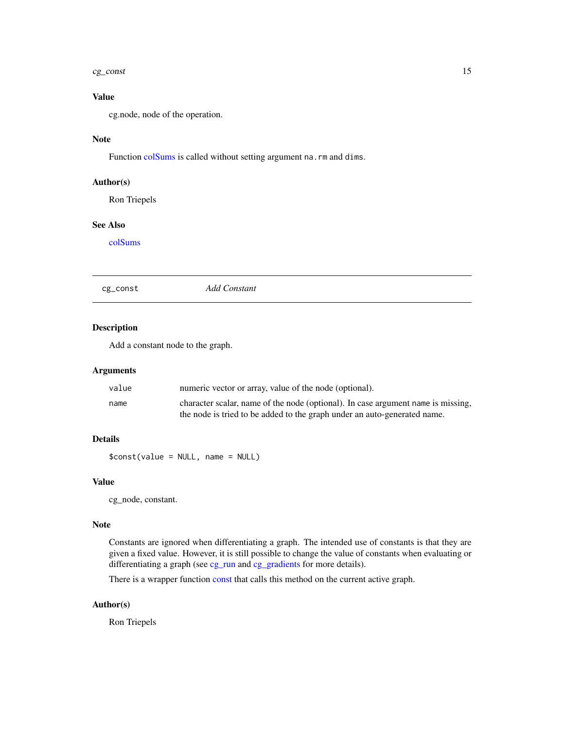### Value

cg.node, node of the operation.

### Note

Function colSums is called without setting argument `na.rm` and `dims`.

### Author(s)

Ron Triepels

### See Also

colSums

---

## cg_const — *Add Constant*

---

### Description

Add a constant node to the graph.

### Arguments

| | |
|---|---|
| `value` | numeric vector or array, value of the node (optional). |
| `name` | character scalar, name of the node (optional). In case argument `name` is missing, the node is tried to be added to the graph under an auto-generated name. |

### Details

```
$const(value = NULL, name = NULL)
```

### Value

cg_node, constant.

### Note

Constants are ignored when differentiating a graph. The intended use of constants is that they are given a fixed value. However, it is still possible to change the value of constants when evaluating or differentiating a graph (see cg_run and cg_gradients for more details).

There is a wrapper function const that calls this method on the current active graph.

### Author(s)

Ron Triepels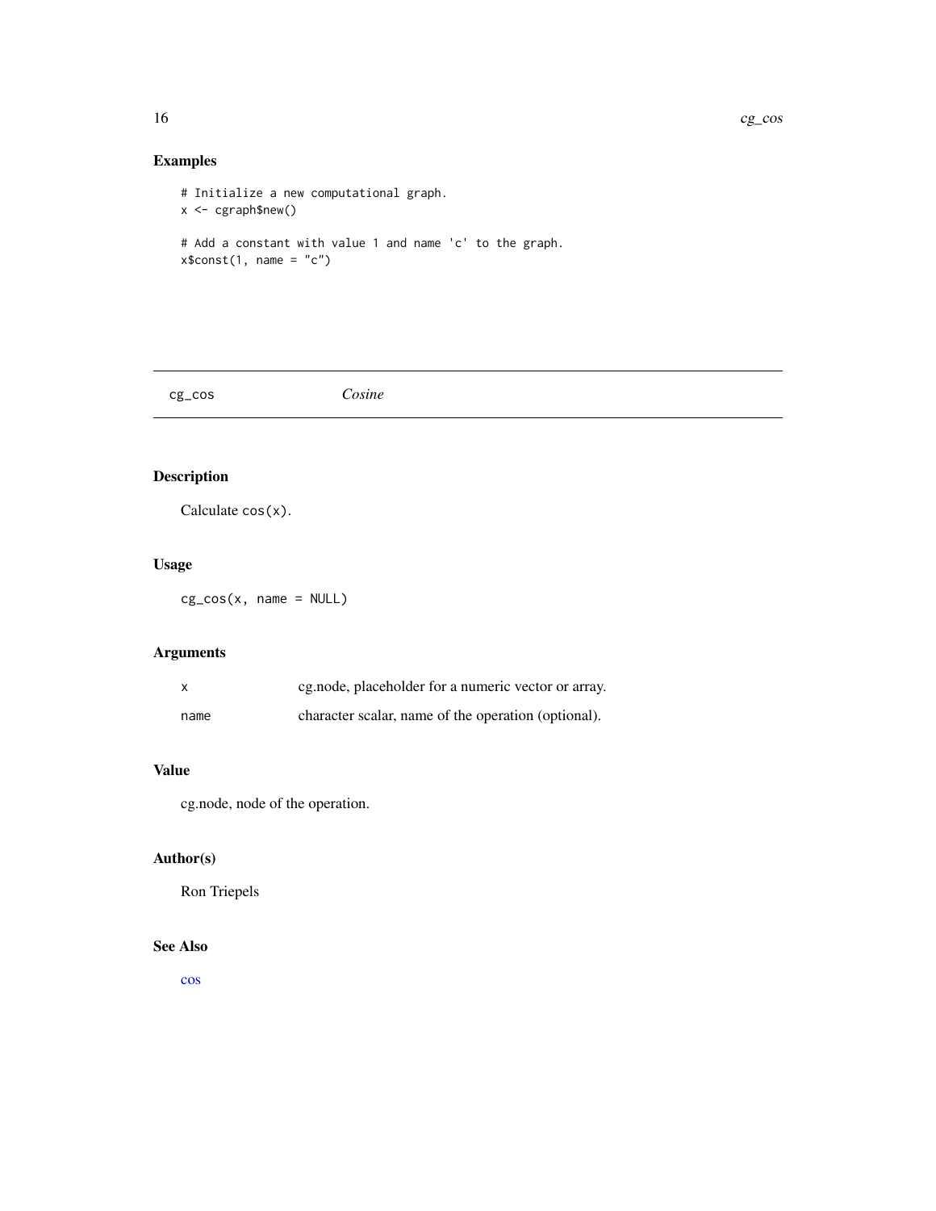## Examples

```
# Initialize a new computational graph.
x <- cgraph$new()

# Add a constant with value 1 and name 'c' to the graph.
x$const(1, name = "c")
```

---

# cg_cos — *Cosine*

## Description

Calculate `cos(x)`.

## Usage

```
cg_cos(x, name = NULL)
```

## Arguments

| | |
|---|---|
| `x` | cg.node, placeholder for a numeric vector or array. |
| `name` | character scalar, name of the operation (optional). |

## Value

cg.node, node of the operation.

## Author(s)

Ron Triepels

## See Also

cos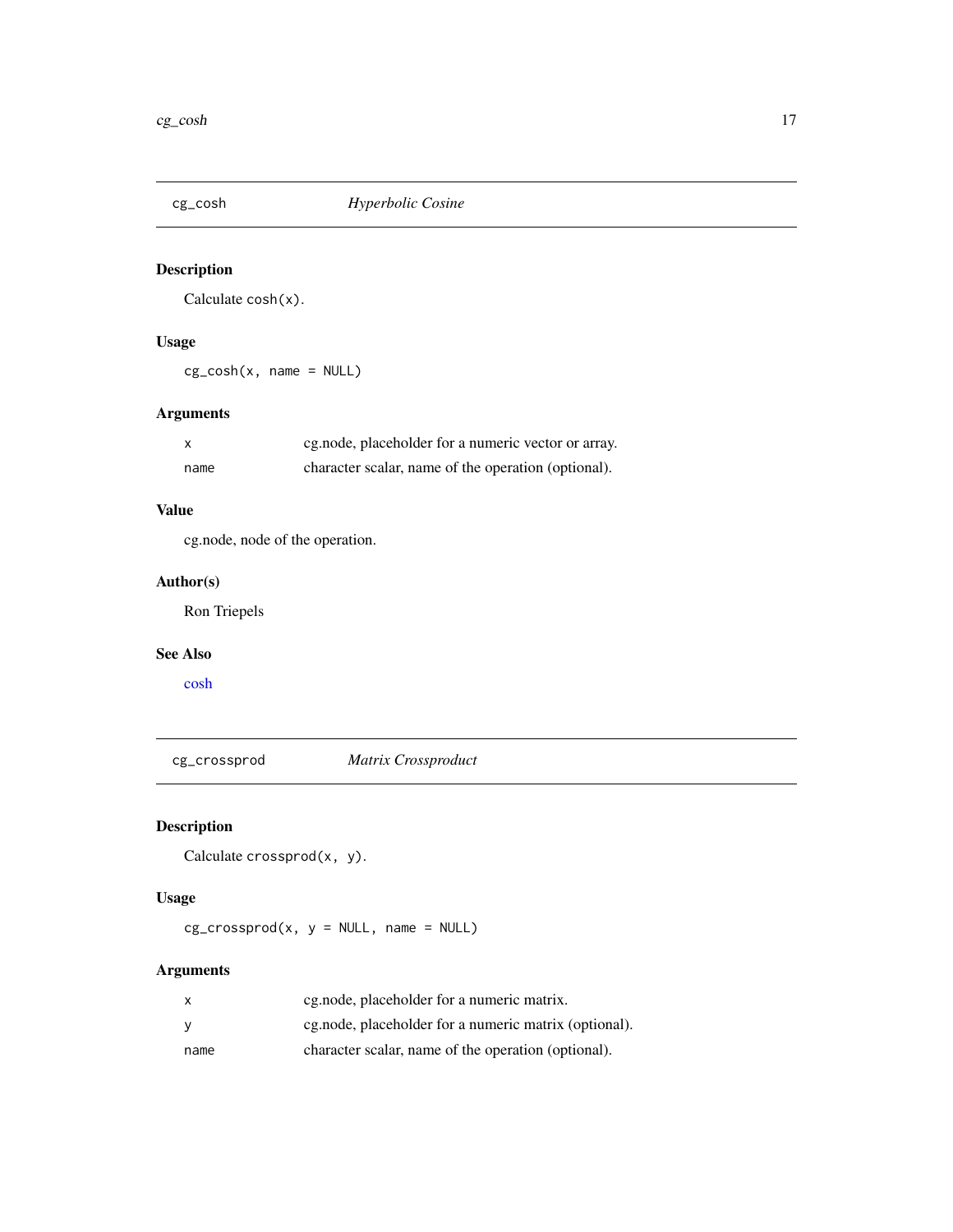## cg_cosh *Hyperbolic Cosine*

### Description

Calculate `cosh(x)`.

### Usage

```
cg_cosh(x, name = NULL)
```

### Arguments

| | |
|---|---|
| `x` | cg.node, placeholder for a numeric vector or array. |
| `name` | character scalar, name of the operation (optional). |

### Value

cg.node, node of the operation.

### Author(s)

Ron Triepels

### See Also

cosh

## cg_crossprod *Matrix Crossproduct*

### Description

Calculate `crossprod(x, y)`.

### Usage

```
cg_crossprod(x, y = NULL, name = NULL)
```

### Arguments

| | |
|---|---|
| `x` | cg.node, placeholder for a numeric matrix. |
| `y` | cg.node, placeholder for a numeric matrix (optional). |
| `name` | character scalar, name of the operation (optional). |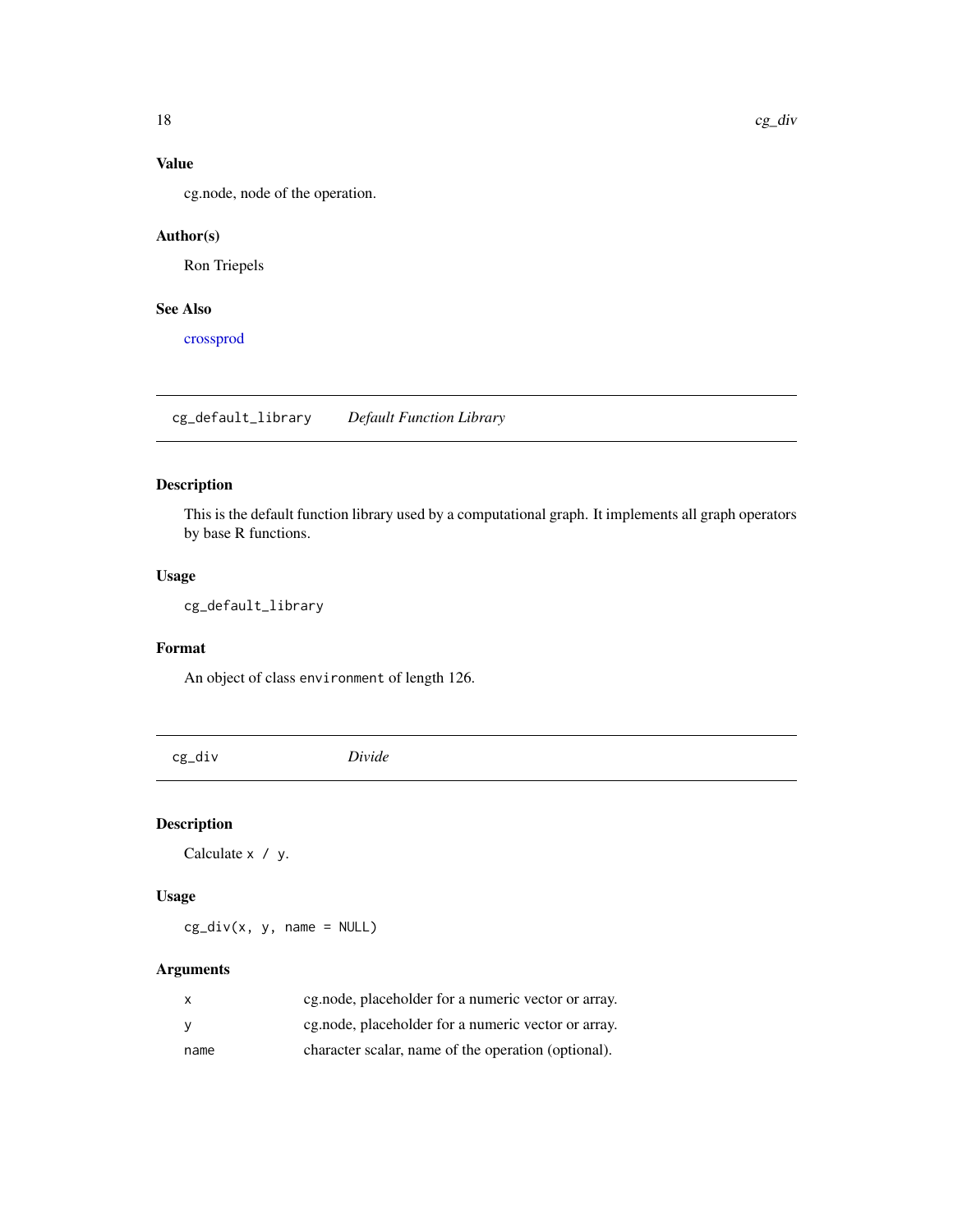### Value

cg.node, node of the operation.

### Author(s)

Ron Triepels

### See Also

crossprod

---

## cg_default_library *Default Function Library*

### Description

This is the default function library used by a computational graph. It implements all graph operators by base R functions.

### Usage

```
cg_default_library
```

### Format

An object of class `environment` of length 126.

---

## cg_div *Divide*

### Description

Calculate `x / y`.

### Usage

```
cg_div(x, y, name = NULL)
```

### Arguments

| | |
|---|---|
| `x` | cg.node, placeholder for a numeric vector or array. |
| `y` | cg.node, placeholder for a numeric vector or array. |
| `name` | character scalar, name of the operation (optional). |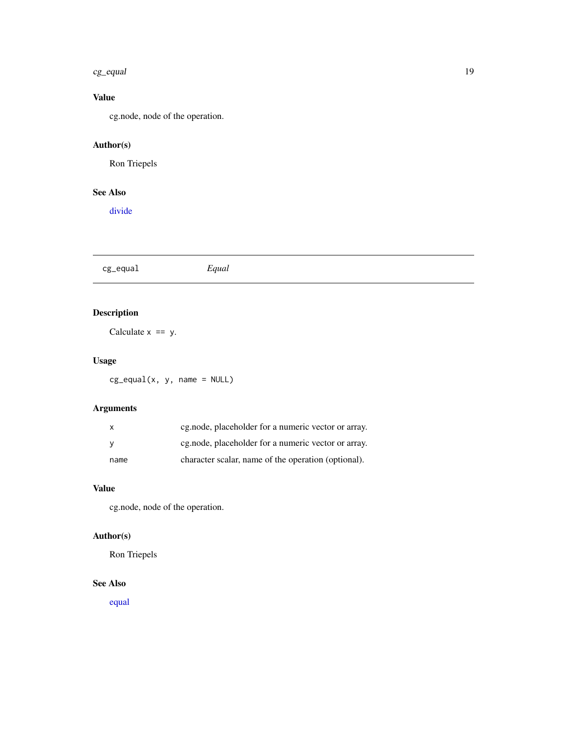### Value

cg.node, node of the operation.

### Author(s)

Ron Triepels

### See Also

divide

## cg_equal — *Equal*

### Description

Calculate `x == y`.

### Usage

```
cg_equal(x, y, name = NULL)
```

### Arguments

| | |
|---|---|
| `x` | cg.node, placeholder for a numeric vector or array. |
| `y` | cg.node, placeholder for a numeric vector or array. |
| `name` | character scalar, name of the operation (optional). |

### Value

cg.node, node of the operation.

### Author(s)

Ron Triepels

### See Also

equal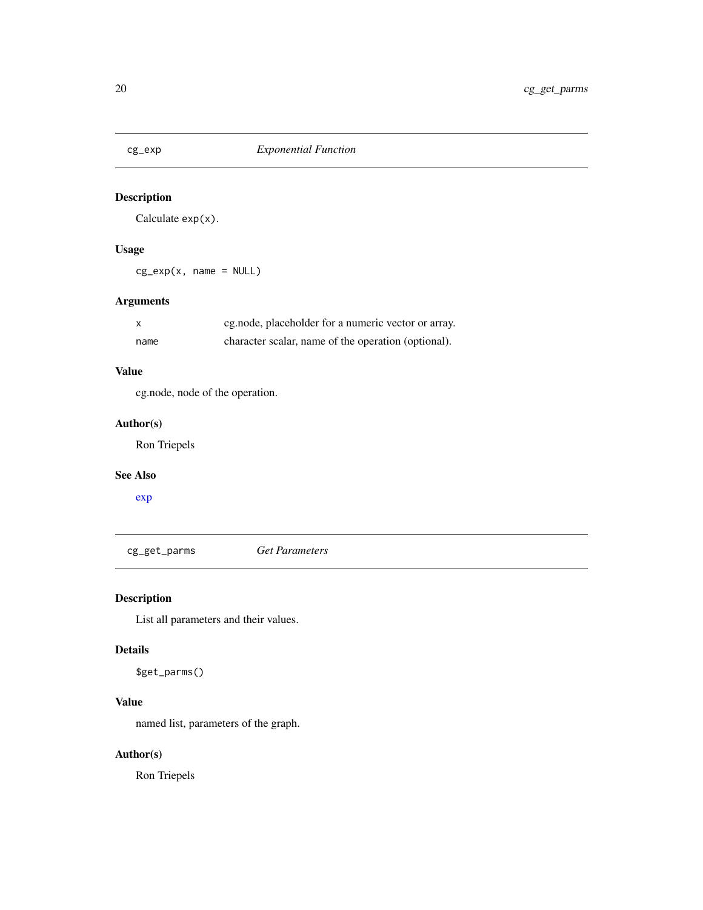## cg_exp *Exponential Function*

### Description

Calculate `exp(x)`.

### Usage

```
cg_exp(x, name = NULL)
```

### Arguments

| | |
|---|---|
| `x` | cg.node, placeholder for a numeric vector or array. |
| `name` | character scalar, name of the operation (optional). |

### Value

cg.node, node of the operation.

### Author(s)

Ron Triepels

### See Also

exp

## cg_get_parms *Get Parameters*

### Description

List all parameters and their values.

### Details

```
$get_parms()
```

### Value

named list, parameters of the graph.

### Author(s)

Ron Triepels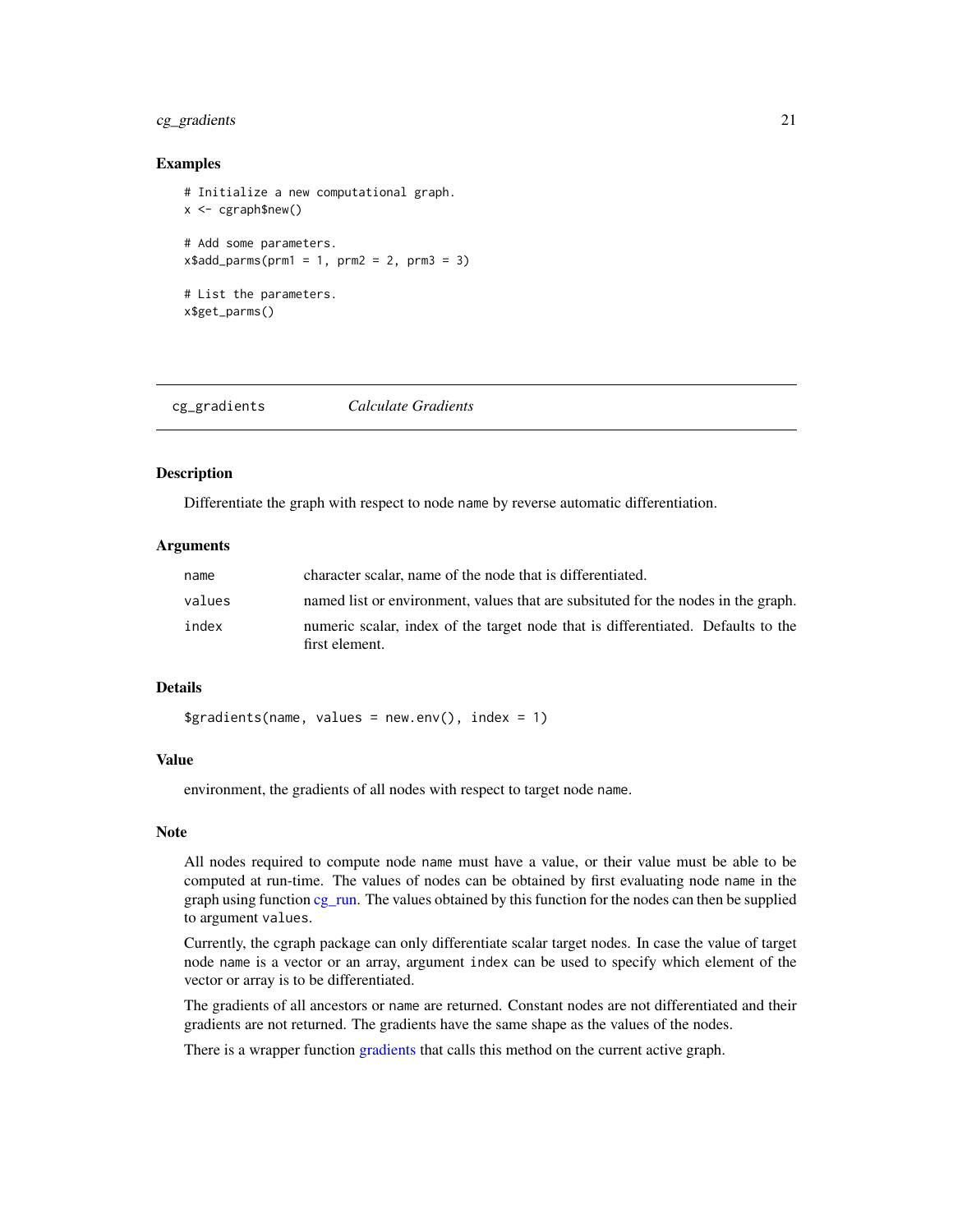## Examples

```
# Initialize a new computational graph.
x <- cgraph$new()

# Add some parameters.
x$add_parms(prm1 = 1, prm2 = 2, prm3 = 3)

# List the parameters.
x$get_parms()
```

---

## cg_gradients *Calculate Gradients*

### Description

Differentiate the graph with respect to node `name` by reverse automatic differentiation.

### Arguments

| | |
|---|---|
| `name` | character scalar, name of the node that is differentiated. |
| `values` | named list or environment, values that are subsituted for the nodes in the graph. |
| `index` | numeric scalar, index of the target node that is differentiated. Defaults to the first element. |

### Details

```
$gradients(name, values = new.env(), index = 1)
```

### Value

environment, the gradients of all nodes with respect to target node `name`.

### Note

All nodes required to compute node `name` must have a value, or their value must be able to be computed at run-time. The values of nodes can be obtained by first evaluating node `name` in the graph using function cg_run. The values obtained by this function for the nodes can then be supplied to argument `values`.

Currently, the cgraph package can only differentiate scalar target nodes. In case the value of target node `name` is a vector or an array, argument `index` can be used to specify which element of the vector or array is to be differentiated.

The gradients of all ancestors or `name` are returned. Constant nodes are not differentiated and their gradients are not returned. The gradients have the same shape as the values of the nodes.

There is a wrapper function gradients that calls this method on the current active graph.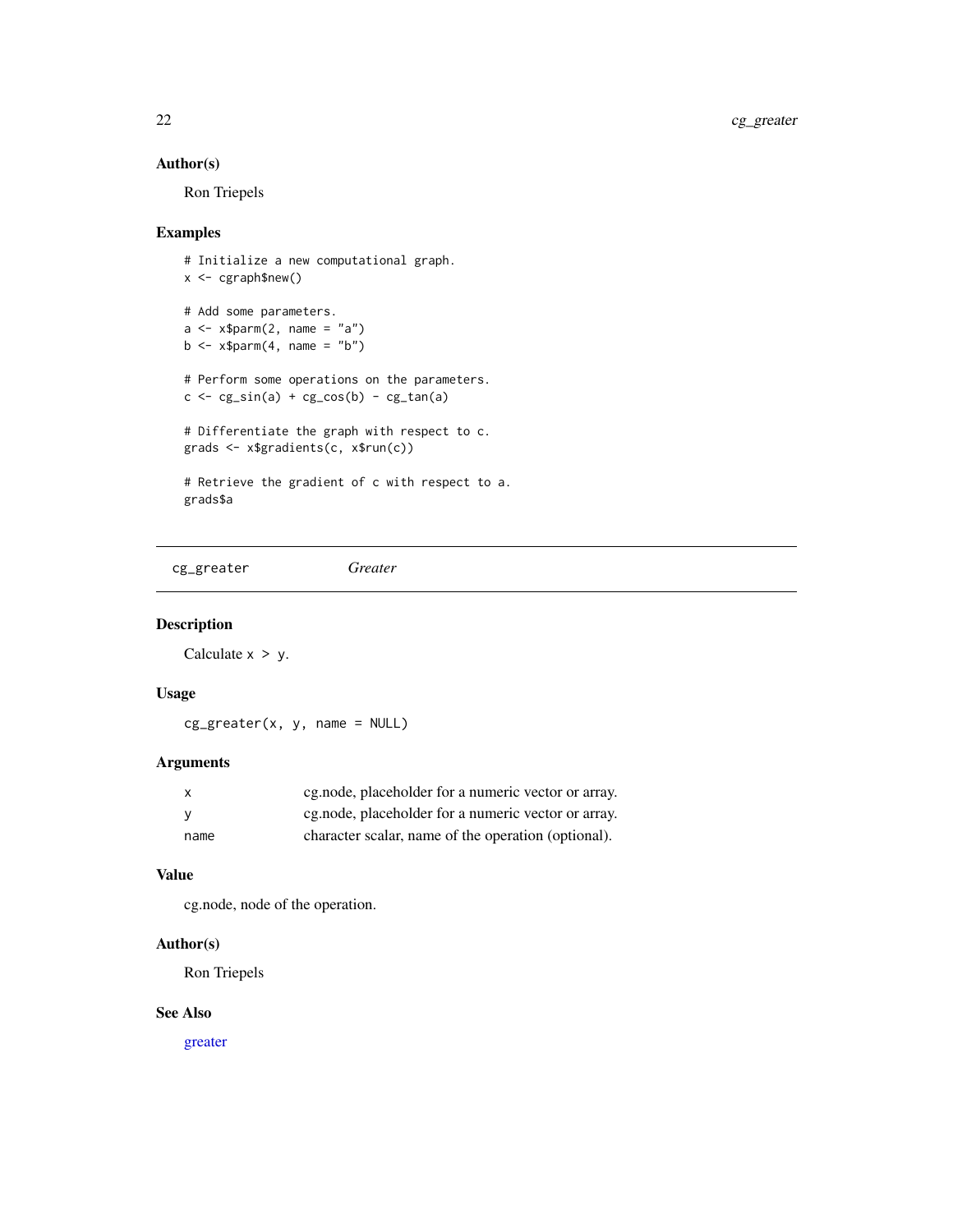### Author(s)

Ron Triepels

### Examples

```
# Initialize a new computational graph.
x <- cgraph$new()

# Add some parameters.
a <- x$parm(2, name = "a")
b <- x$parm(4, name = "b")

# Perform some operations on the parameters.
c <- cg_sin(a) + cg_cos(b) - cg_tan(a)

# Differentiate the graph with respect to c.
grads <- x$gradients(c, x$run(c))

# Retrieve the gradient of c with respect to a.
grads$a
```

---

## cg_greater — *Greater*

---

### Description

Calculate `x > y`.

### Usage

```
cg_greater(x, y, name = NULL)
```

### Arguments

| | |
|---|---|
| x | cg.node, placeholder for a numeric vector or array. |
| y | cg.node, placeholder for a numeric vector or array. |
| name | character scalar, name of the operation (optional). |

### Value

cg.node, node of the operation.

### Author(s)

Ron Triepels

### See Also

greater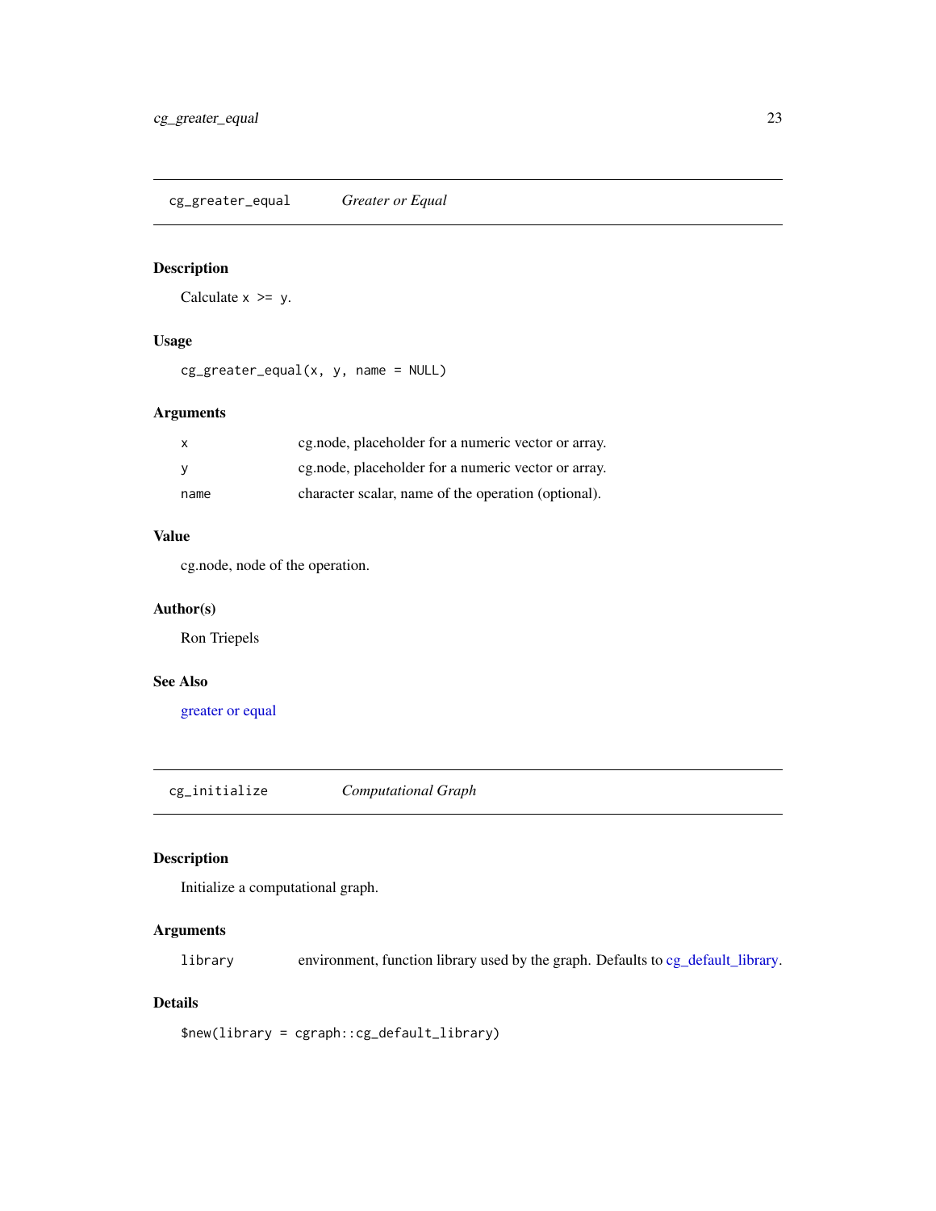## cg_greater_equal — *Greater or Equal*

### Description

Calculate `x >= y`.

### Usage

```
cg_greater_equal(x, y, name = NULL)
```

### Arguments

| | |
|---|---|
| `x` | cg.node, placeholder for a numeric vector or array. |
| `y` | cg.node, placeholder for a numeric vector or array. |
| `name` | character scalar, name of the operation (optional). |

### Value

cg.node, node of the operation.

### Author(s)

Ron Triepels

### See Also

greater or equal

## cg_initialize — *Computational Graph*

### Description

Initialize a computational graph.

### Arguments

| | |
|---|---|
| `library` | environment, function library used by the graph. Defaults to cg_default_library. |

### Details

```
$new(library = cgraph::cg_default_library)
```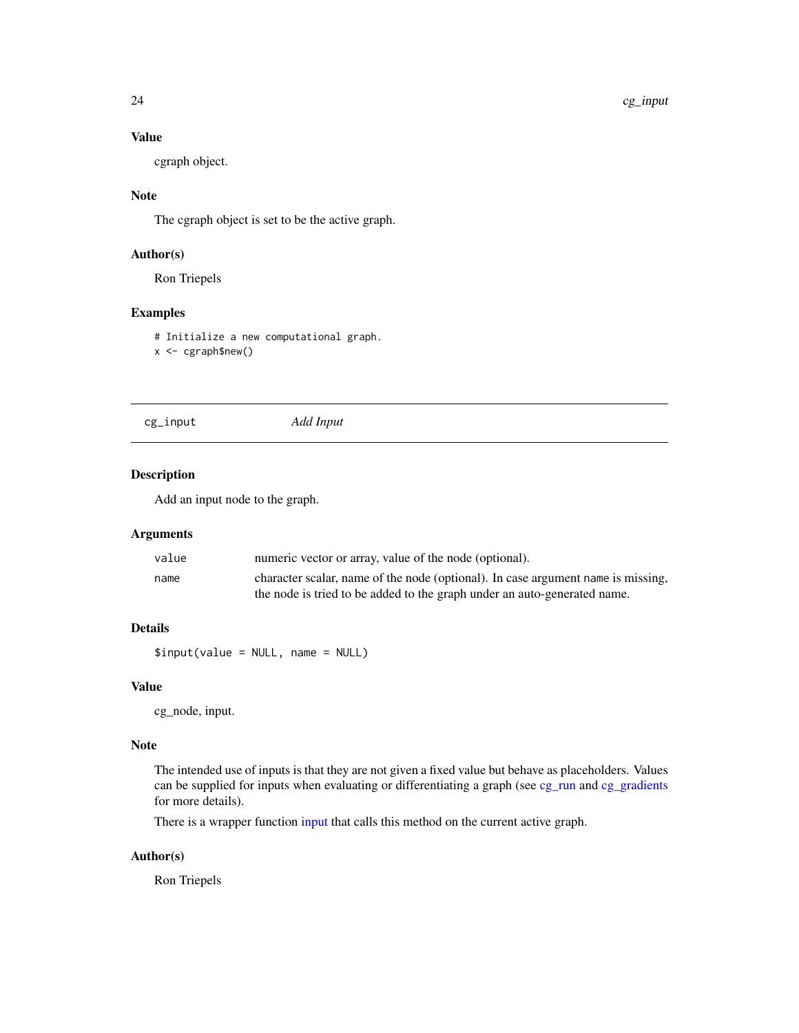### Value

cgraph object.

### Note

The cgraph object is set to be the active graph.

### Author(s)

Ron Triepels

### Examples

```
# Initialize a new computational graph.
x <- cgraph$new()
```

---

## cg_input *Add Input*

---

### Description

Add an input node to the graph.

### Arguments

| | |
|---|---|
| value | numeric vector or array, value of the node (optional). |
| name | character scalar, name of the node (optional). In case argument name is missing, the node is tried to be added to the graph under an auto-generated name. |

### Details

```
$input(value = NULL, name = NULL)
```

### Value

cg_node, input.

### Note

The intended use of inputs is that they are not given a fixed value but behave as placeholders. Values can be supplied for inputs when evaluating or differentiating a graph (see cg_run and cg_gradients for more details).

There is a wrapper function input that calls this method on the current active graph.

### Author(s)

Ron Triepels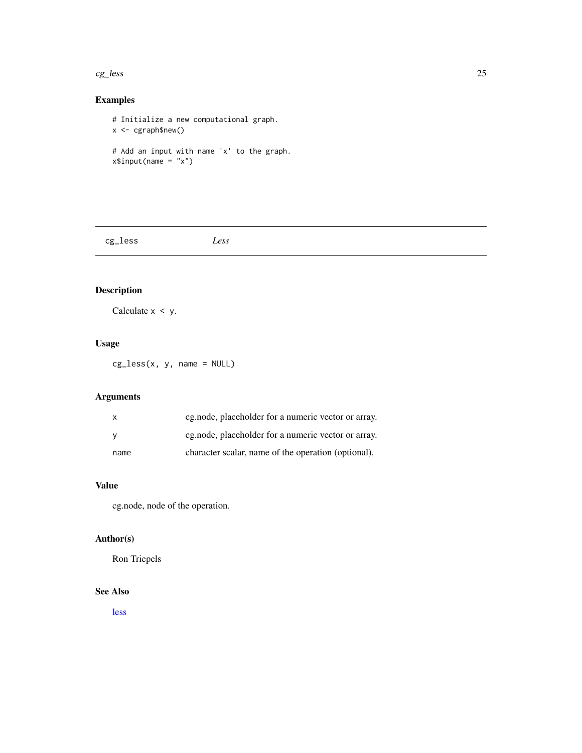## Examples

```
# Initialize a new computational graph.
x <- cgraph$new()

# Add an input with name 'x' to the graph.
x$input(name = "x")
```

---

# cg_less — *Less*

## Description

Calculate `x < y`.

## Usage

```
cg_less(x, y, name = NULL)
```

## Arguments

| | |
|---|---|
| `x` | cg.node, placeholder for a numeric vector or array. |
| `y` | cg.node, placeholder for a numeric vector or array. |
| `name` | character scalar, name of the operation (optional). |

## Value

cg.node, node of the operation.

## Author(s)

Ron Triepels

## See Also

less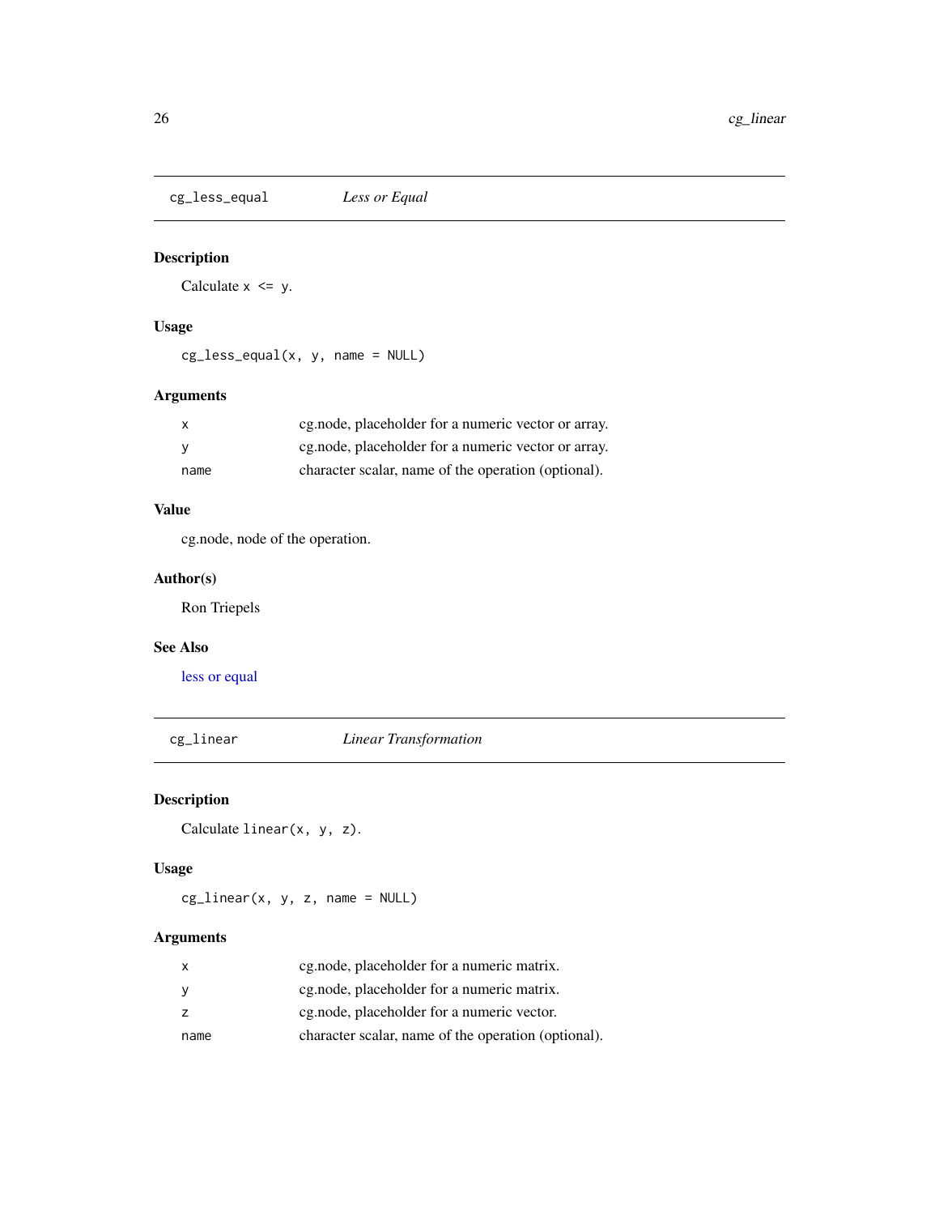## cg_less_equal — *Less or Equal*

### Description

Calculate `x <= y`.

### Usage

```
cg_less_equal(x, y, name = NULL)
```

### Arguments

| | |
|---|---|
| x | cg.node, placeholder for a numeric vector or array. |
| y | cg.node, placeholder for a numeric vector or array. |
| name | character scalar, name of the operation (optional). |

### Value

cg.node, node of the operation.

### Author(s)

Ron Triepels

### See Also

less or equal

## cg_linear — *Linear Transformation*

### Description

Calculate `linear(x, y, z)`.

### Usage

```
cg_linear(x, y, z, name = NULL)
```

### Arguments

| | |
|---|---|
| x | cg.node, placeholder for a numeric matrix. |
| y | cg.node, placeholder for a numeric matrix. |
| z | cg.node, placeholder for a numeric vector. |
| name | character scalar, name of the operation (optional). |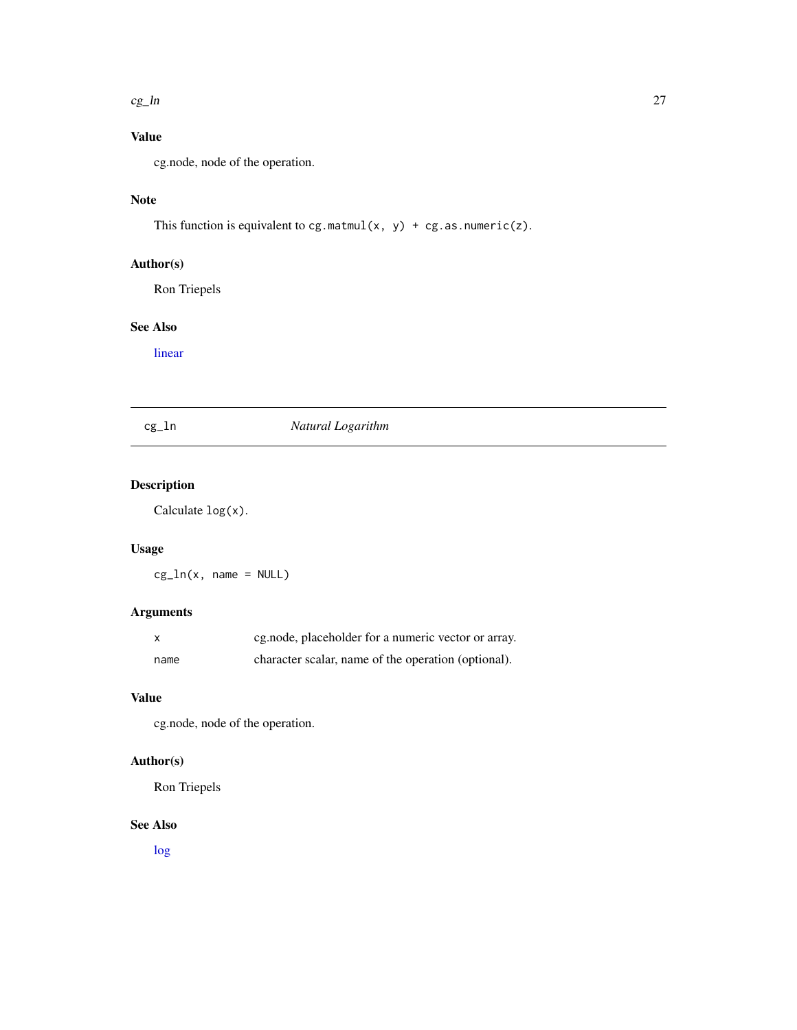### Value

cg.node, node of the operation.

### Note

This function is equivalent to `cg.matmul(x, y) + cg.as.numeric(z)`.

### Author(s)

Ron Triepels

### See Also

linear

---

## cg_ln — *Natural Logarithm*

### Description

Calculate `log(x)`.

### Usage

```
cg_ln(x, name = NULL)
```

### Arguments

| | |
|---|---|
| `x` | cg.node, placeholder for a numeric vector or array. |
| `name` | character scalar, name of the operation (optional). |

### Value

cg.node, node of the operation.

### Author(s)

Ron Triepels

### See Also

log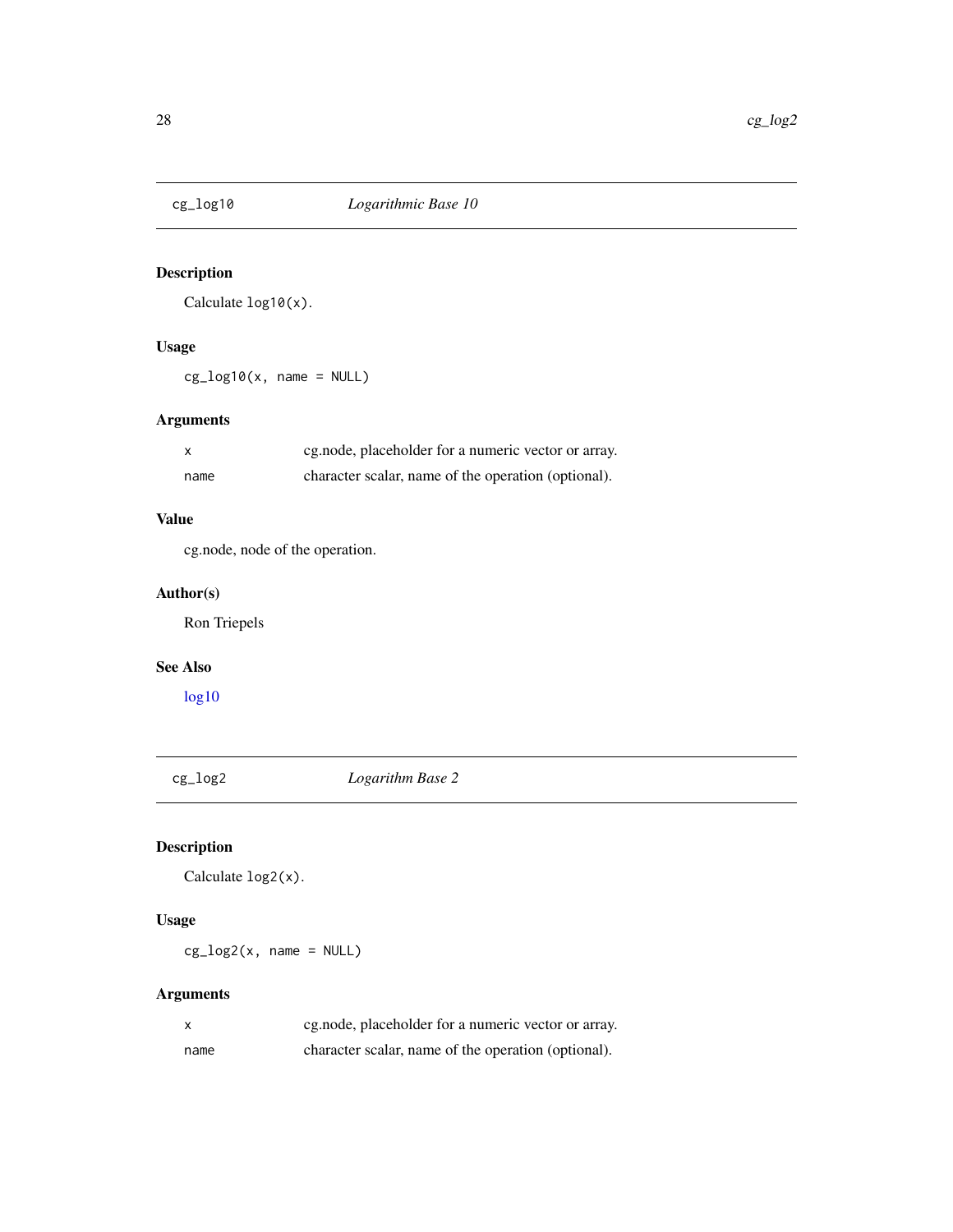## cg_log10 *Logarithmic Base 10*

### Description

Calculate `log10(x)`.

### Usage

```
cg_log10(x, name = NULL)
```

### Arguments

| | |
|---|---|
| `x` | cg.node, placeholder for a numeric vector or array. |
| `name` | character scalar, name of the operation (optional). |

### Value

cg.node, node of the operation.

### Author(s)

Ron Triepels

### See Also

log10

## cg_log2 *Logarithm Base 2*

### Description

Calculate `log2(x)`.

### Usage

```
cg_log2(x, name = NULL)
```

### Arguments

| | |
|---|---|
| `x` | cg.node, placeholder for a numeric vector or array. |
| `name` | character scalar, name of the operation (optional). |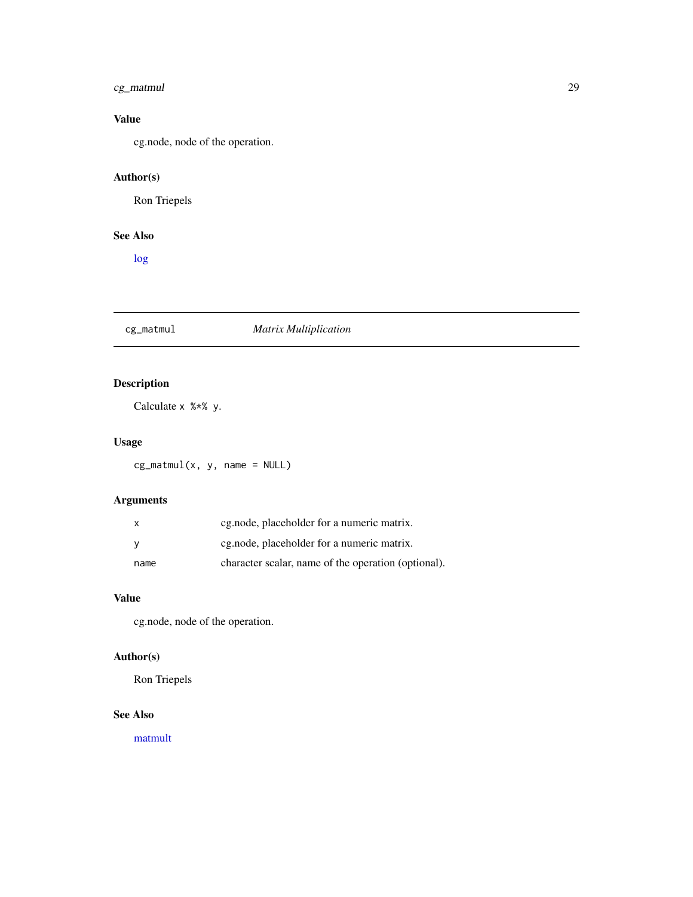### Value

cg.node, node of the operation.

### Author(s)

Ron Triepels

### See Also

log

---

## cg_matmul — *Matrix Multiplication*

---

### Description

Calculate `x %*% y`.

### Usage

```
cg_matmul(x, y, name = NULL)
```

### Arguments

| | |
|---|---|
| `x` | cg.node, placeholder for a numeric matrix. |
| `y` | cg.node, placeholder for a numeric matrix. |
| `name` | character scalar, name of the operation (optional). |

### Value

cg.node, node of the operation.

### Author(s)

Ron Triepels

### See Also

matmult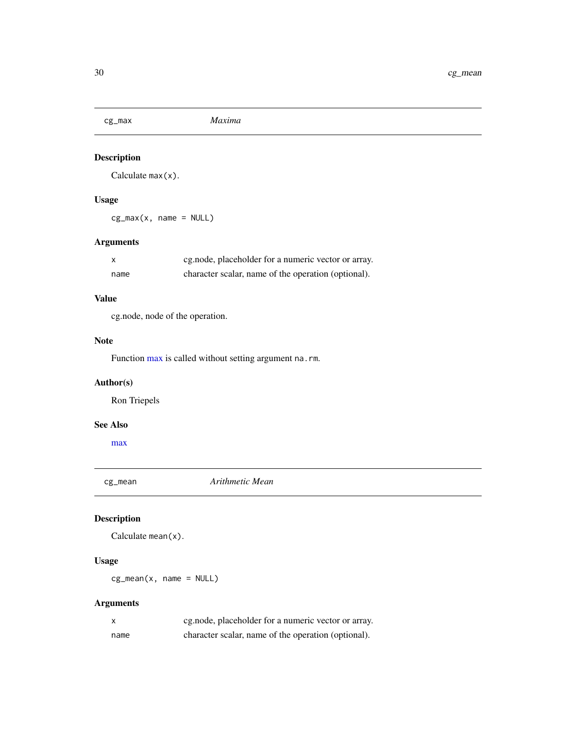## cg_max *Maxima*

### Description

Calculate `max(x)`.

### Usage

```
cg_max(x, name = NULL)
```

### Arguments

| | |
|---|---|
| `x` | cg.node, placeholder for a numeric vector or array. |
| `name` | character scalar, name of the operation (optional). |

### Value

cg.node, node of the operation.

### Note

Function max is called without setting argument `na.rm`.

### Author(s)

Ron Triepels

### See Also

max

## cg_mean *Arithmetic Mean*

### Description

Calculate `mean(x)`.

### Usage

```
cg_mean(x, name = NULL)
```

### Arguments

| | |
|---|---|
| `x` | cg.node, placeholder for a numeric vector or array. |
| `name` | character scalar, name of the operation (optional). |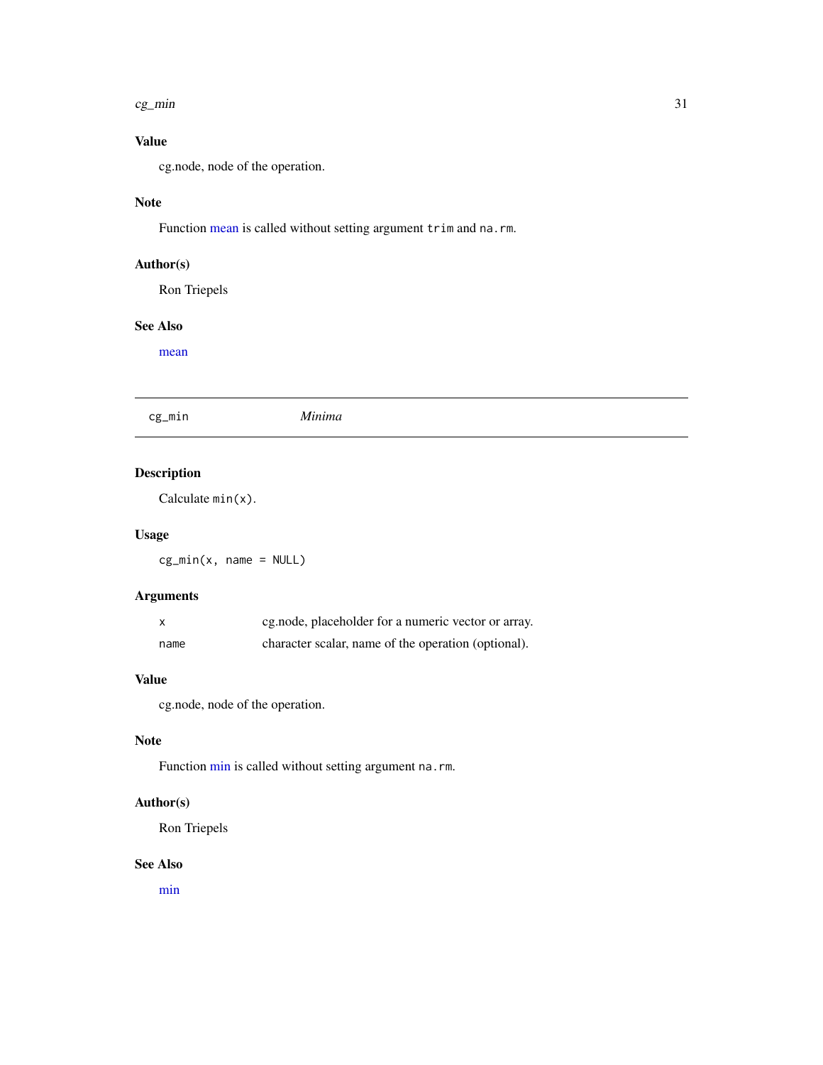### Value

cg.node, node of the operation.

### Note

Function mean is called without setting argument `trim` and `na.rm`.

### Author(s)

Ron Triepels

### See Also

mean

---

## cg_min — *Minima*

---

### Description

Calculate `min(x)`.

### Usage

```
cg_min(x, name = NULL)
```

### Arguments

| | |
|---|---|
| `x` | cg.node, placeholder for a numeric vector or array. |
| `name` | character scalar, name of the operation (optional). |

### Value

cg.node, node of the operation.

### Note

Function min is called without setting argument `na.rm`.

### Author(s)

Ron Triepels

### See Also

min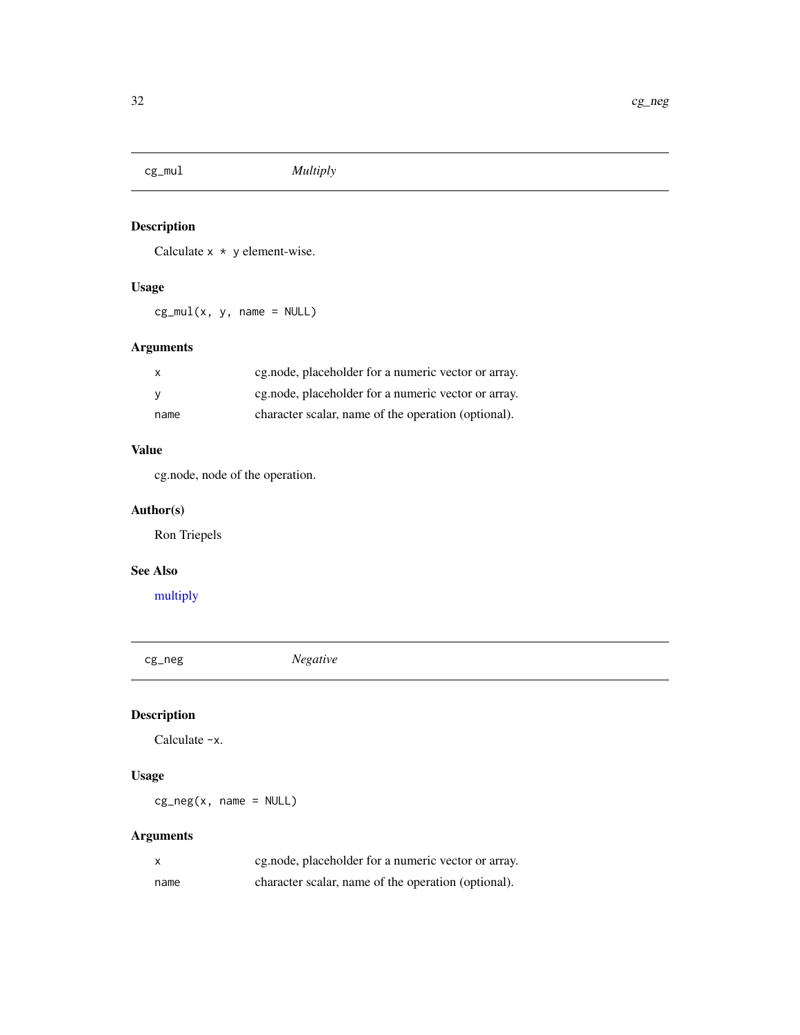## cg_mul *Multiply*

### Description

Calculate `x * y` element-wise.

### Usage

```
cg_mul(x, y, name = NULL)
```

### Arguments

| | |
|---|---|
| x | cg.node, placeholder for a numeric vector or array. |
| y | cg.node, placeholder for a numeric vector or array. |
| name | character scalar, name of the operation (optional). |

### Value

cg.node, node of the operation.

### Author(s)

Ron Triepels

### See Also

multiply

## cg_neg *Negative*

### Description

Calculate `-x`.

### Usage

```
cg_neg(x, name = NULL)
```

### Arguments

| | |
|---|---|
| x | cg.node, placeholder for a numeric vector or array. |
| name | character scalar, name of the operation (optional). |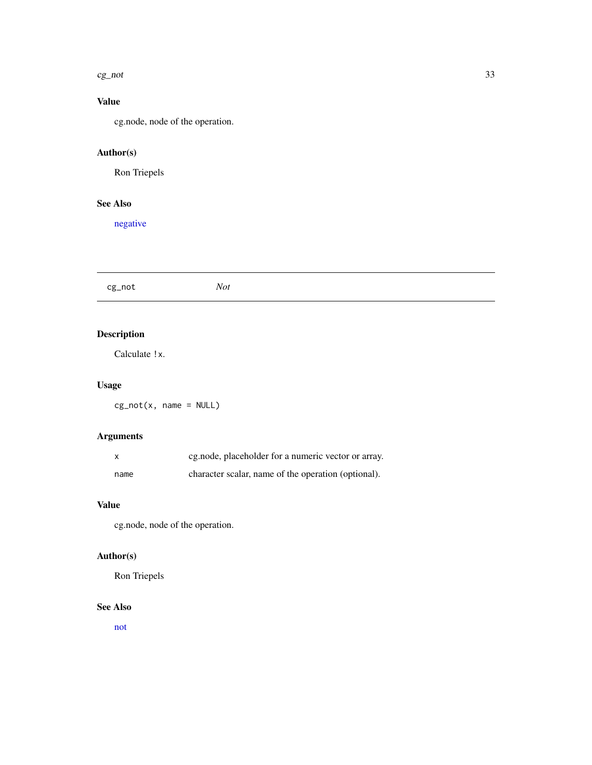### Value

cg.node, node of the operation.

### Author(s)

Ron Triepels

### See Also

negative

---

## cg_not — *Not*

---

### Description

Calculate `!x`.

### Usage

```
cg_not(x, name = NULL)
```

### Arguments

| | |
|---|---|
| `x` | cg.node, placeholder for a numeric vector or array. |
| `name` | character scalar, name of the operation (optional). |

### Value

cg.node, node of the operation.

### Author(s)

Ron Triepels

### See Also

not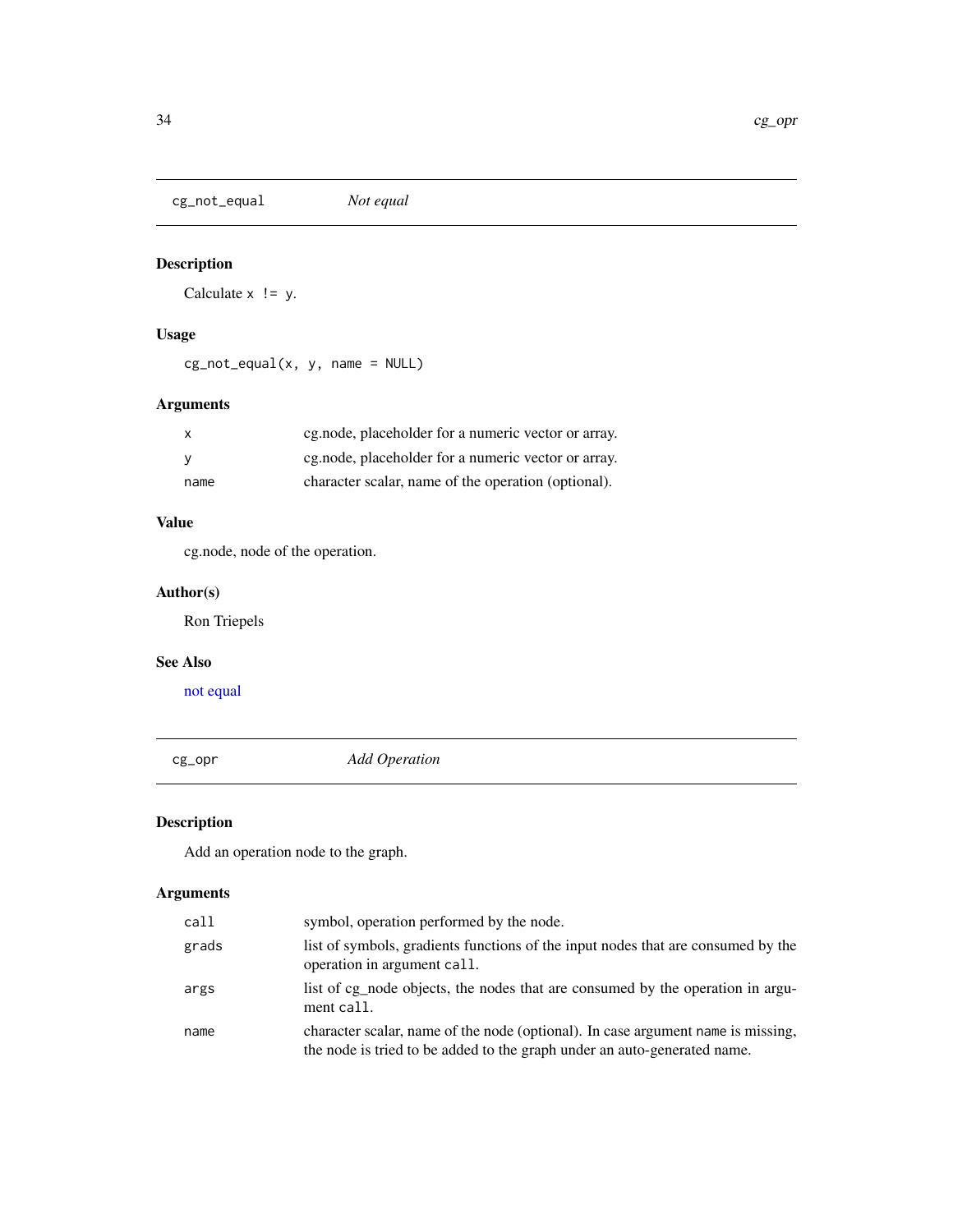## cg_not_equal *Not equal*

### Description

Calculate `x != y`.

### Usage

```
cg_not_equal(x, y, name = NULL)
```

### Arguments

| | |
|---|---|
| `x` | cg.node, placeholder for a numeric vector or array. |
| `y` | cg.node, placeholder for a numeric vector or array. |
| `name` | character scalar, name of the operation (optional). |

### Value

cg.node, node of the operation.

### Author(s)

Ron Triepels

### See Also

not equal

## cg_opr *Add Operation*

### Description

Add an operation node to the graph.

### Arguments

| | |
|---|---|
| `call` | symbol, operation performed by the node. |
| `grads` | list of symbols, gradients functions of the input nodes that are consumed by the operation in argument `call`. |
| `args` | list of cg_node objects, the nodes that are consumed by the operation in argument `call`. |
| `name` | character scalar, name of the node (optional). In case argument `name` is missing, the node is tried to be added to the graph under an auto-generated name. |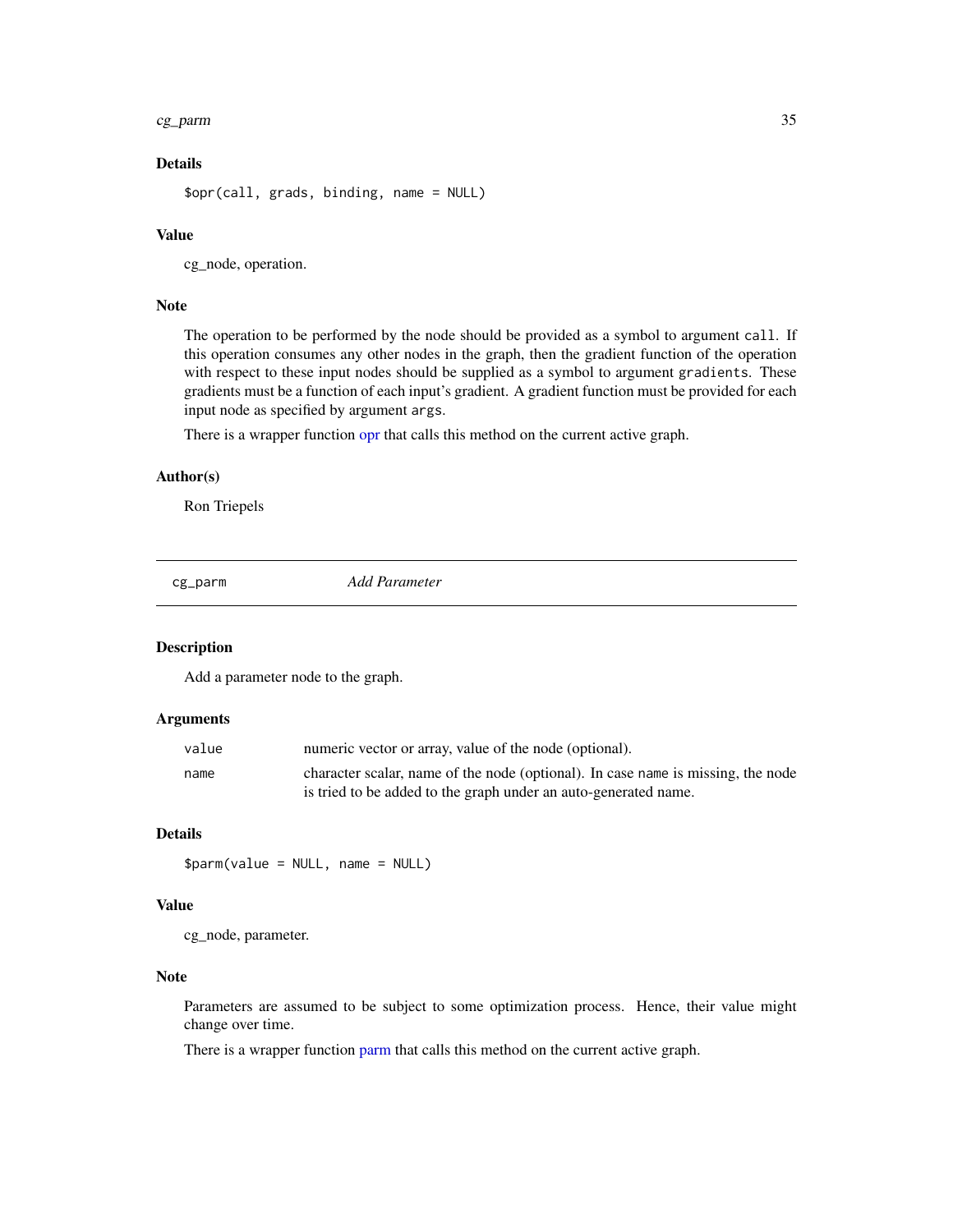### Details

```
$opr(call, grads, binding, name = NULL)
```

### Value

cg_node, operation.

### Note

The operation to be performed by the node should be provided as a symbol to argument `call`. If this operation consumes any other nodes in the graph, then the gradient function of the operation with respect to these input nodes should be supplied as a symbol to argument `gradients`. These gradients must be a function of each input's gradient. A gradient function must be provided for each input node as specified by argument `args`.

There is a wrapper function opr that calls this method on the current active graph.

### Author(s)

Ron Triepels

---

## cg_parm — *Add Parameter*

### Description

Add a parameter node to the graph.

### Arguments

| | |
|---|---|
| `value` | numeric vector or array, value of the node (optional). |
| `name` | character scalar, name of the node (optional). In case `name` is missing, the node is tried to be added to the graph under an auto-generated name. |

### Details

```
$parm(value = NULL, name = NULL)
```

### Value

cg_node, parameter.

### Note

Parameters are assumed to be subject to some optimization process. Hence, their value might change over time.

There is a wrapper function parm that calls this method on the current active graph.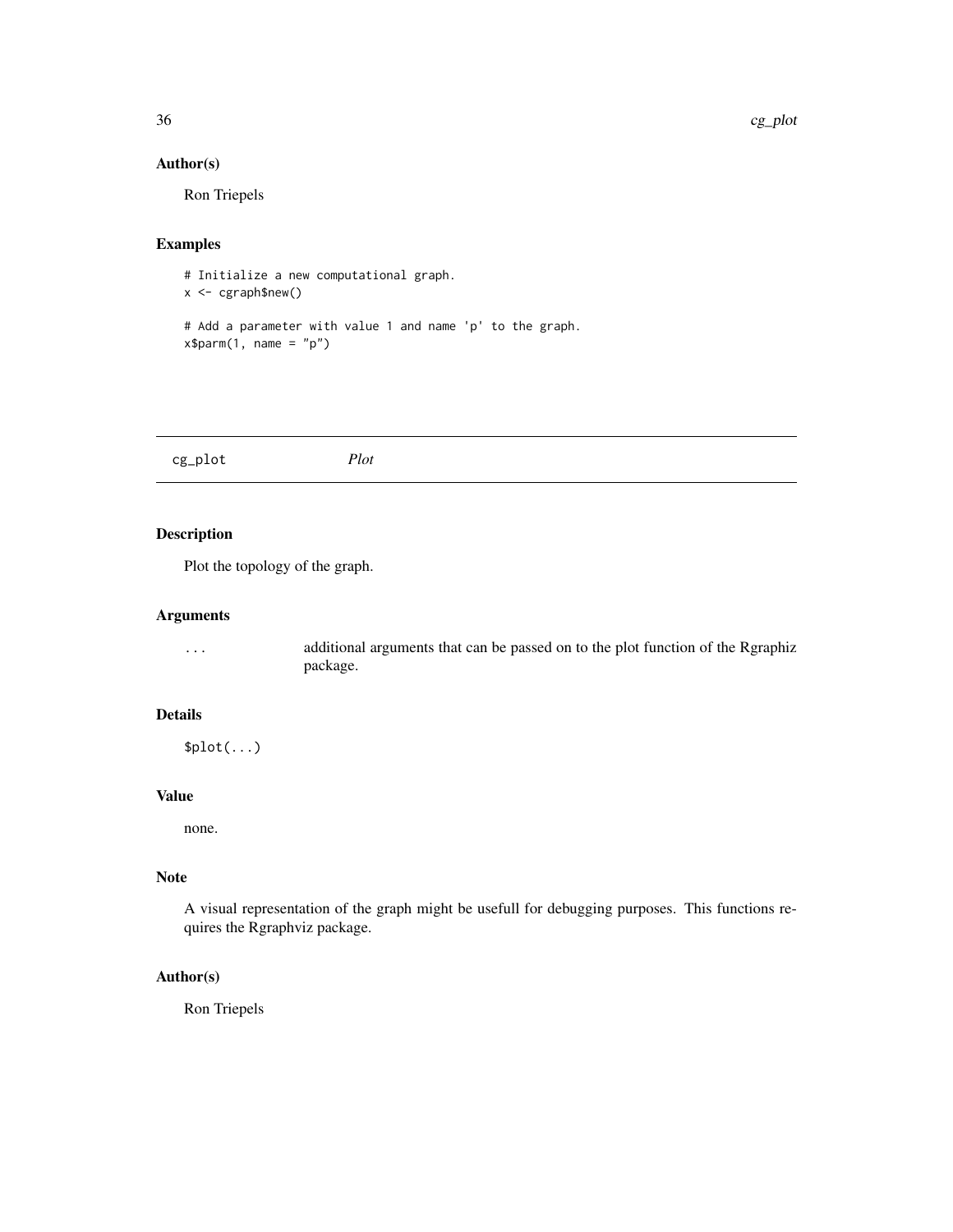## Author(s)

Ron Triepels

## Examples

```
# Initialize a new computational graph.
x <- cgraph$new()

# Add a parameter with value 1 and name 'p' to the graph.
x$parm(1, name = "p")
```

---

# cg_plot *Plot*

---

## Description

Plot the topology of the graph.

## Arguments

| | |
|---|---|
| ... | additional arguments that can be passed on to the plot function of the Rgraphiz package. |

## Details

```
$plot(...)
```

## Value

none.

## Note

A visual representation of the graph might be usefull for debugging purposes. This functions requires the Rgraphviz package.

## Author(s)

Ron Triepels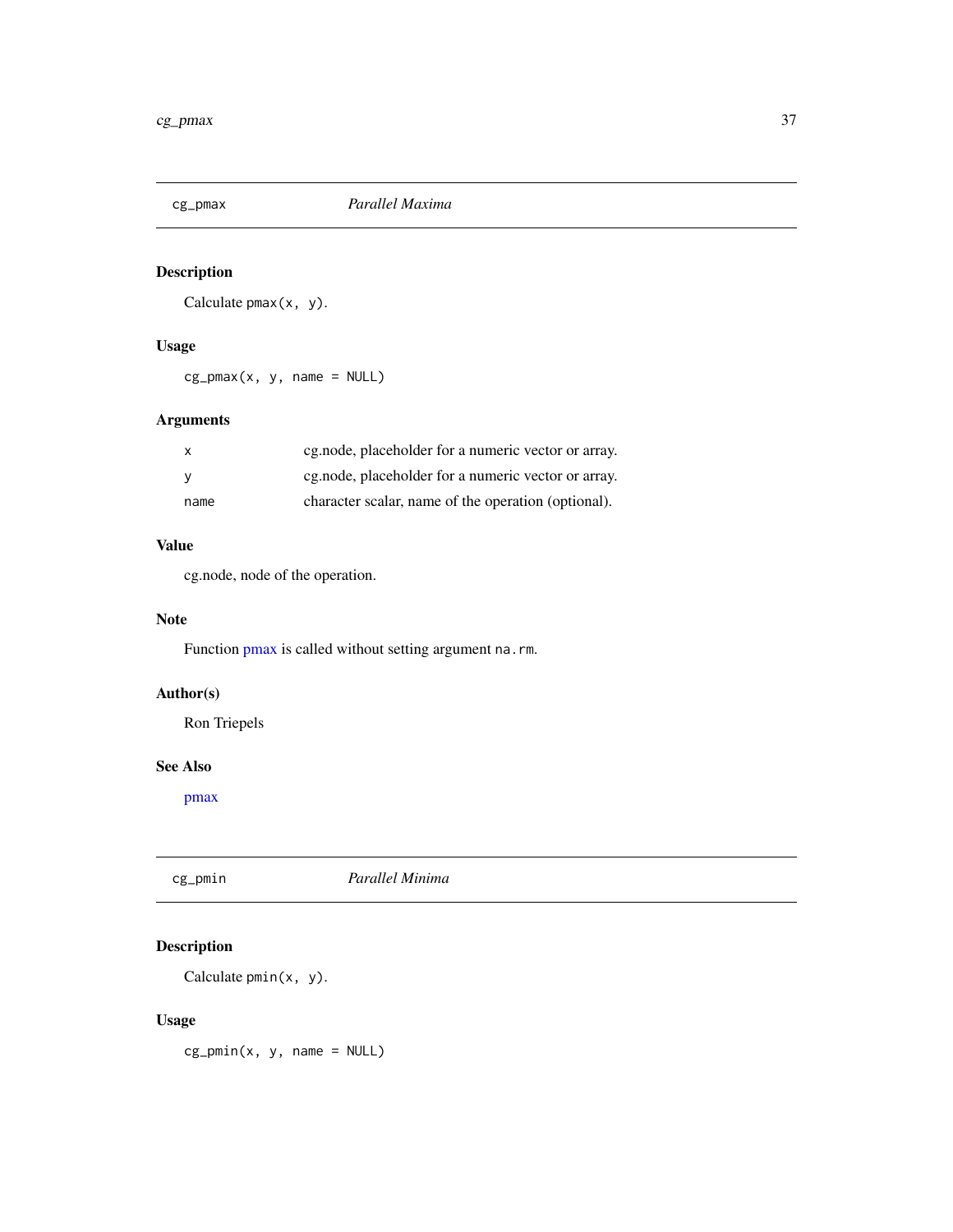## cg_pmax    *Parallel Maxima*

### Description

Calculate `pmax(x, y)`.

### Usage

```
cg_pmax(x, y, name = NULL)
```

### Arguments

| | |
|---|---|
| x | cg.node, placeholder for a numeric vector or array. |
| y | cg.node, placeholder for a numeric vector or array. |
| name | character scalar, name of the operation (optional). |

### Value

cg.node, node of the operation.

### Note

Function pmax is called without setting argument `na.rm`.

### Author(s)

Ron Triepels

### See Also

pmax

## cg_pmin    *Parallel Minima*

### Description

Calculate `pmin(x, y)`.

### Usage

```
cg_pmin(x, y, name = NULL)
```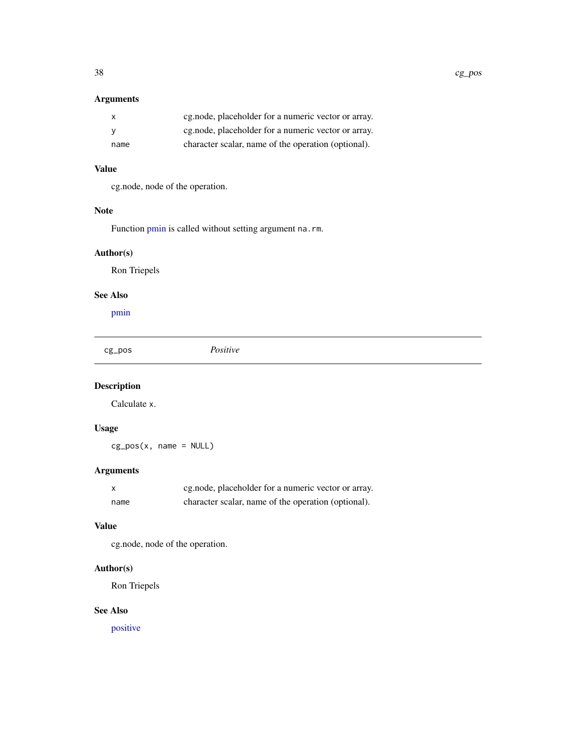## Arguments

| | |
|---|---|
| `x` | cg.node, placeholder for a numeric vector or array. |
| `y` | cg.node, placeholder for a numeric vector or array. |
| `name` | character scalar, name of the operation (optional). |

## Value

cg.node, node of the operation.

## Note

Function pmin is called without setting argument `na.rm`.

## Author(s)

Ron Triepels

## See Also

pmin

---

# cg_pos *Positive*

---

## Description

Calculate `x`.

## Usage

```
cg_pos(x, name = NULL)
```

## Arguments

| | |
|---|---|
| `x` | cg.node, placeholder for a numeric vector or array. |
| `name` | character scalar, name of the operation (optional). |

## Value

cg.node, node of the operation.

## Author(s)

Ron Triepels

## See Also

positive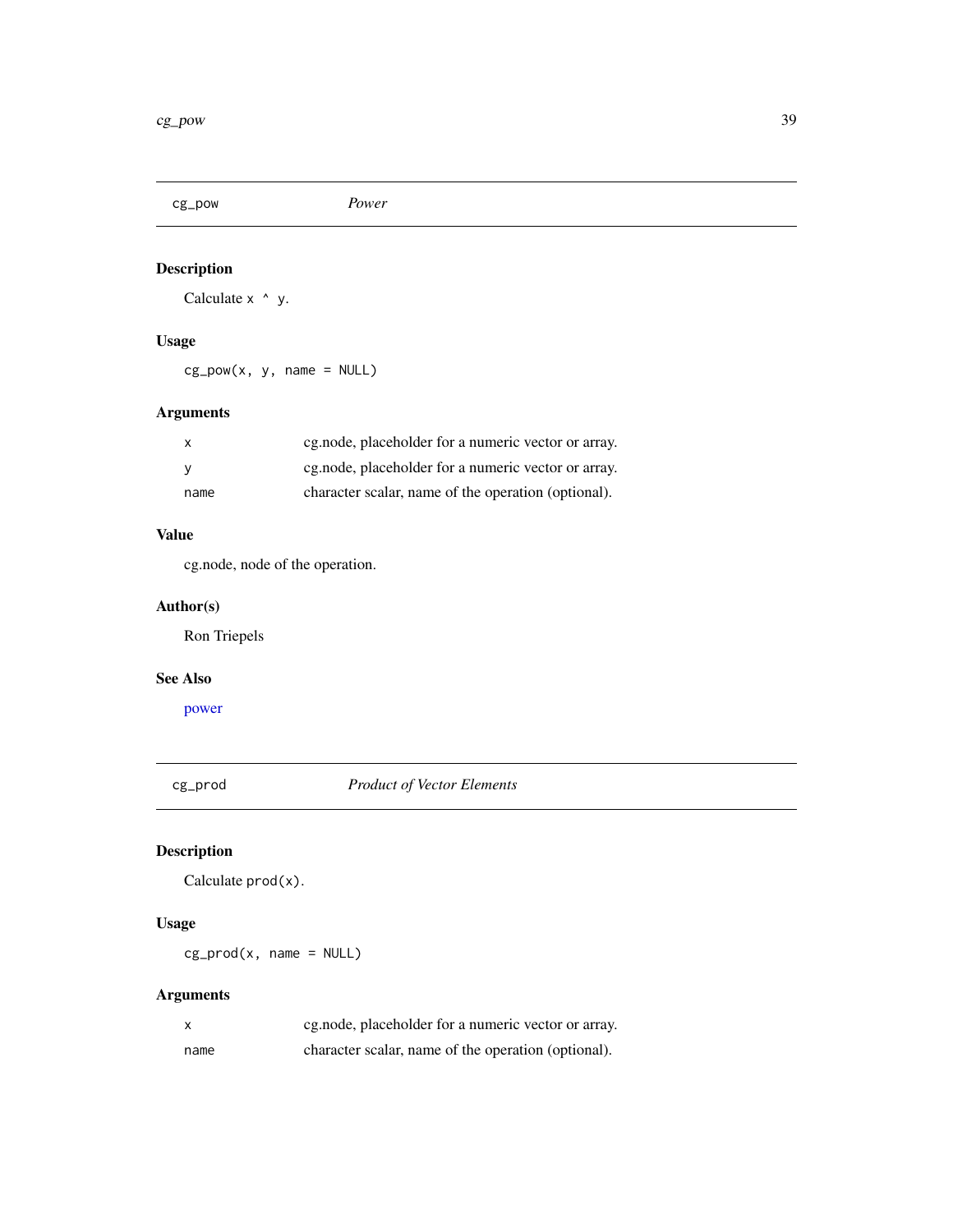## cg_pow *Power*

### Description

Calculate `x ^ y`.

### Usage

```
cg_pow(x, y, name = NULL)
```

### Arguments

| | |
|---|---|
| `x` | cg.node, placeholder for a numeric vector or array. |
| `y` | cg.node, placeholder for a numeric vector or array. |
| `name` | character scalar, name of the operation (optional). |

### Value

cg.node, node of the operation.

### Author(s)

Ron Triepels

### See Also

power

## cg_prod *Product of Vector Elements*

### Description

Calculate `prod(x)`.

### Usage

```
cg_prod(x, name = NULL)
```

### Arguments

| | |
|---|---|
| `x` | cg.node, placeholder for a numeric vector or array. |
| `name` | character scalar, name of the operation (optional). |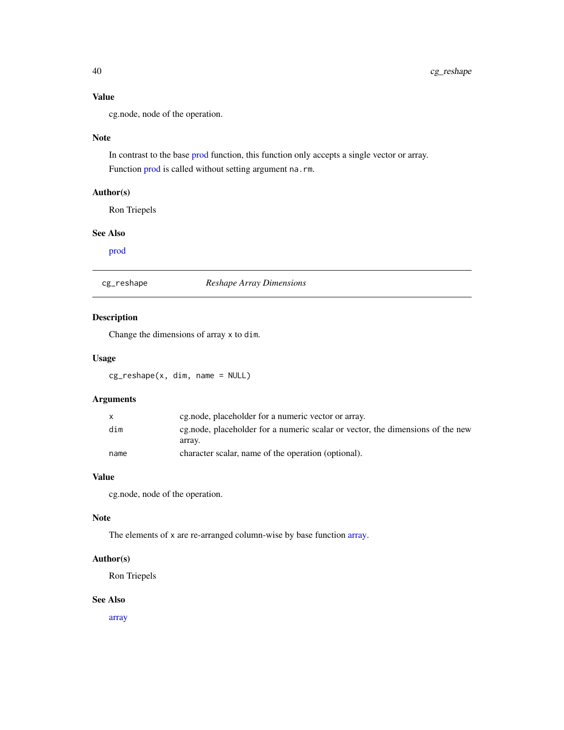### Value

cg.node, node of the operation.

### Note

In contrast to the base prod function, this function only accepts a single vector or array.

Function prod is called without setting argument `na.rm`.

### Author(s)

Ron Triepels

### See Also

prod

---

## cg_reshape — *Reshape Array Dimensions*

### Description

Change the dimensions of array `x` to `dim`.

### Usage

```
cg_reshape(x, dim, name = NULL)
```

### Arguments

| | |
|---|---|
| `x` | cg.node, placeholder for a numeric vector or array. |
| `dim` | cg.node, placeholder for a numeric scalar or vector, the dimensions of the new array. |
| `name` | character scalar, name of the operation (optional). |

### Value

cg.node, node of the operation.

### Note

The elements of `x` are re-arranged column-wise by base function array.

### Author(s)

Ron Triepels

### See Also

array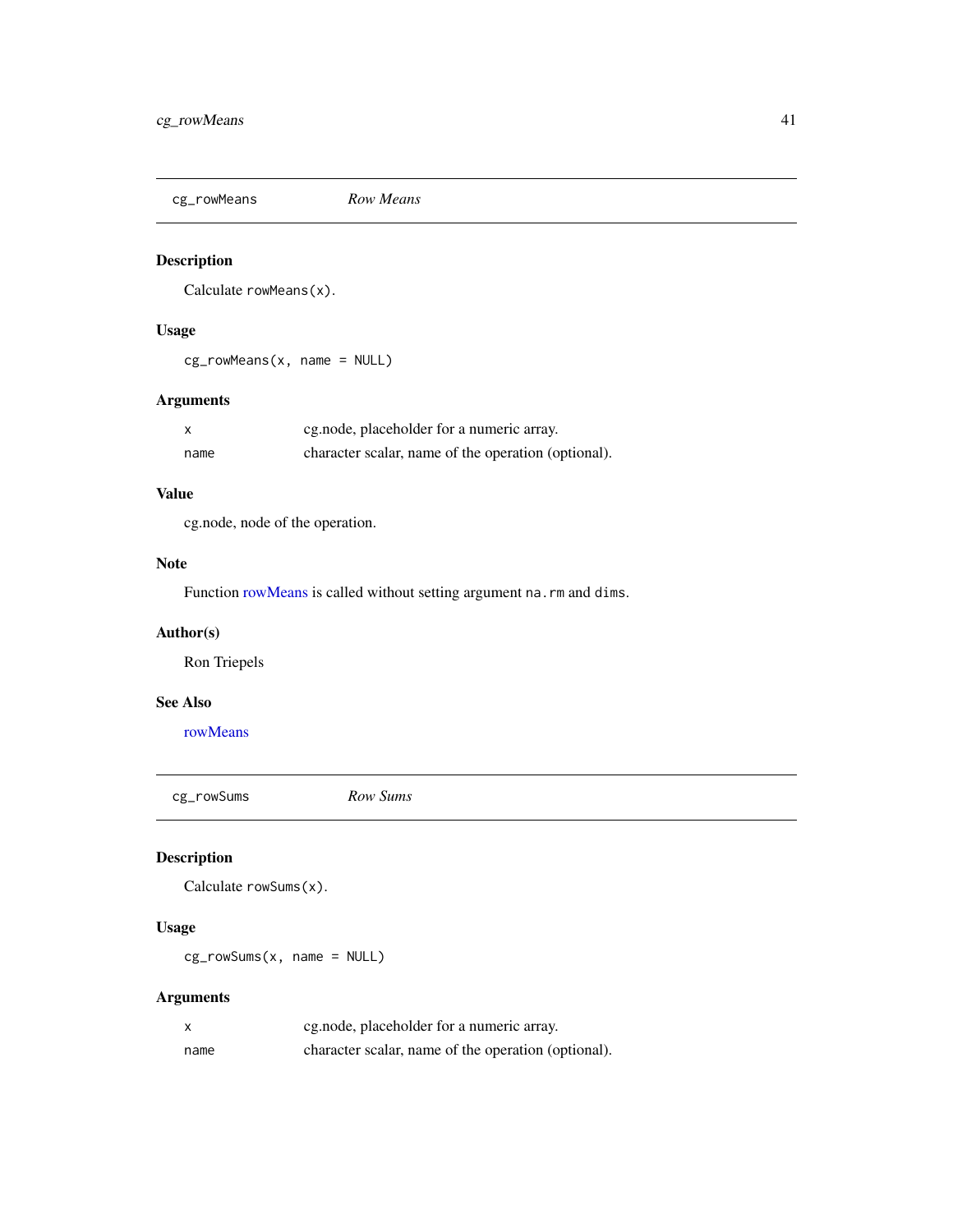## cg_rowMeans — *Row Means*

### Description

Calculate `rowMeans(x)`.

### Usage

```
cg_rowMeans(x, name = NULL)
```

### Arguments

| | |
|---|---|
| `x` | cg.node, placeholder for a numeric array. |
| `name` | character scalar, name of the operation (optional). |

### Value

cg.node, node of the operation.

### Note

Function rowMeans is called without setting argument `na.rm` and `dims`.

### Author(s)

Ron Triepels

### See Also

rowMeans

## cg_rowSums — *Row Sums*

### Description

Calculate `rowSums(x)`.

### Usage

```
cg_rowSums(x, name = NULL)
```

### Arguments

| | |
|---|---|
| `x` | cg.node, placeholder for a numeric array. |
| `name` | character scalar, name of the operation (optional). |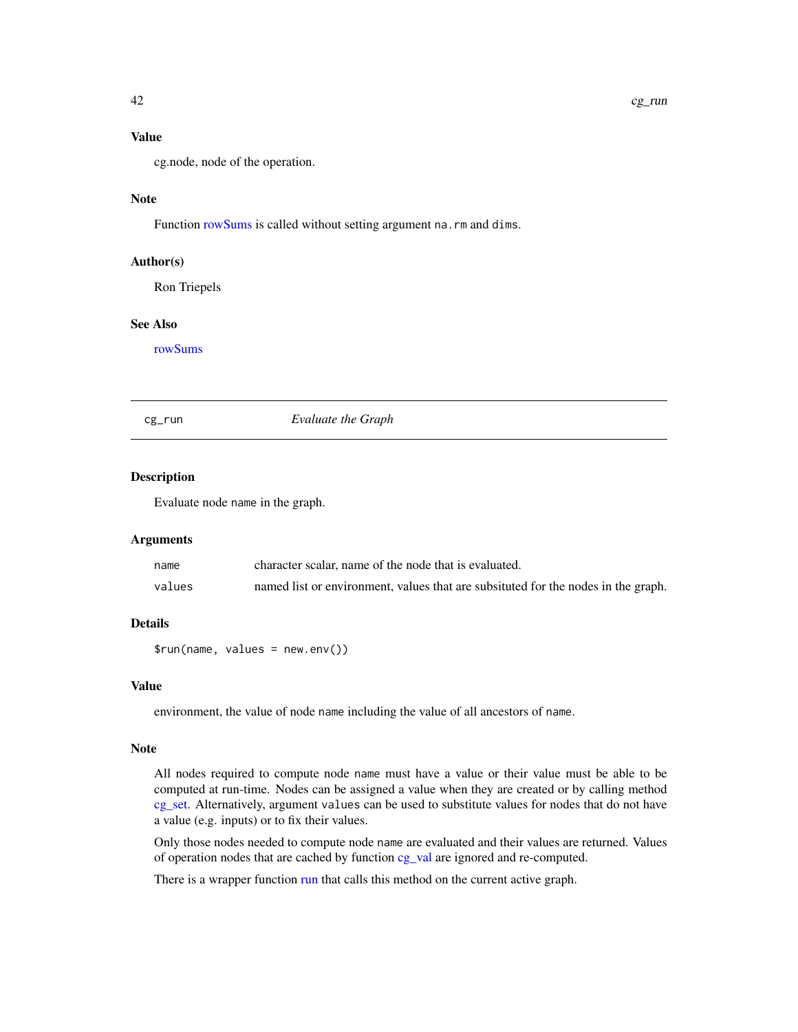### Value

cg.node, node of the operation.

### Note

Function rowSums is called without setting argument `na.rm` and `dims`.

### Author(s)

Ron Triepels

### See Also

rowSums

---

## cg_run — *Evaluate the Graph*

### Description

Evaluate node `name` in the graph.

### Arguments

| | |
|---|---|
| `name` | character scalar, name of the node that is evaluated. |
| `values` | named list or environment, values that are subsituted for the nodes in the graph. |

### Details

```
$run(name, values = new.env())
```

### Value

environment, the value of node `name` including the value of all ancestors of `name`.

### Note

All nodes required to compute node `name` must have a value or their value must be able to be computed at run-time. Nodes can be assigned a value when they are created or by calling method cg_set. Alternatively, argument `values` can be used to substitute values for nodes that do not have a value (e.g. inputs) or to fix their values.

Only those nodes needed to compute node `name` are evaluated and their values are returned. Values of operation nodes that are cached by function cg_val are ignored and re-computed.

There is a wrapper function run that calls this method on the current active graph.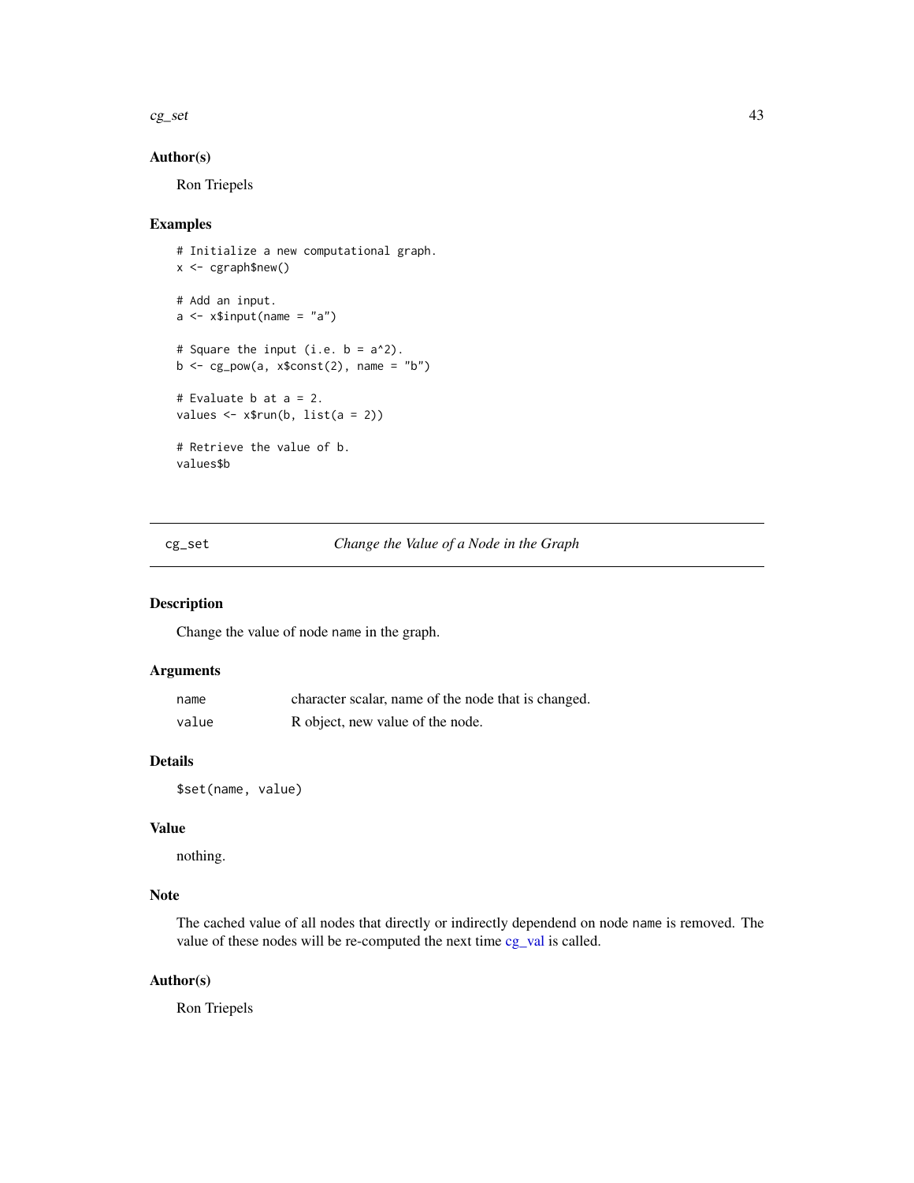### Author(s)

Ron Triepels

### Examples

```
# Initialize a new computational graph.
x <- cgraph$new()

# Add an input.
a <- x$input(name = "a")

# Square the input (i.e. b = a^2).
b <- cg_pow(a, x$const(2), name = "b")

# Evaluate b at a = 2.
values <- x$run(b, list(a = 2))

# Retrieve the value of b.
values$b
```

---

## cg_set — *Change the Value of a Node in the Graph*

### Description

Change the value of node `name` in the graph.

### Arguments

| | |
|---|---|
| `name` | character scalar, name of the node that is changed. |
| `value` | R object, new value of the node. |

### Details

```
$set(name, value)
```

### Value

nothing.

### Note

The cached value of all nodes that directly or indirectly dependend on node `name` is removed. The value of these nodes will be re-computed the next time cg_val is called.

### Author(s)

Ron Triepels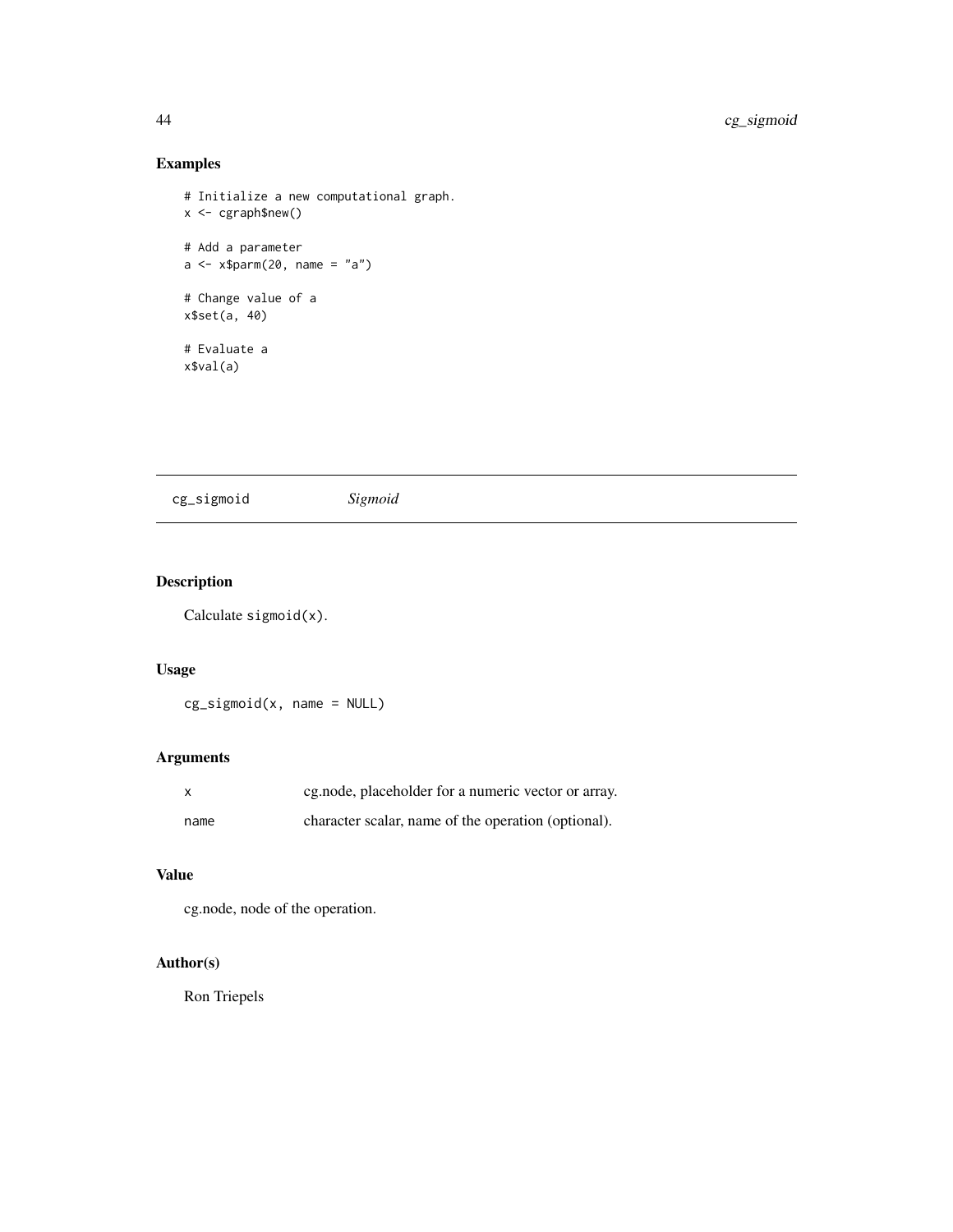## Examples

```
# Initialize a new computational graph.
x <- cgraph$new()

# Add a parameter
a <- x$parm(20, name = "a")

# Change value of a
x$set(a, 40)

# Evaluate a
x$val(a)
```

---

# cg_sigmoid *Sigmoid*

---

## Description

Calculate `sigmoid(x)`.

## Usage

```
cg_sigmoid(x, name = NULL)
```

## Arguments

| | |
|---|---|
| `x` | cg.node, placeholder for a numeric vector or array. |
| `name` | character scalar, name of the operation (optional). |

## Value

cg.node, node of the operation.

## Author(s)

Ron Triepels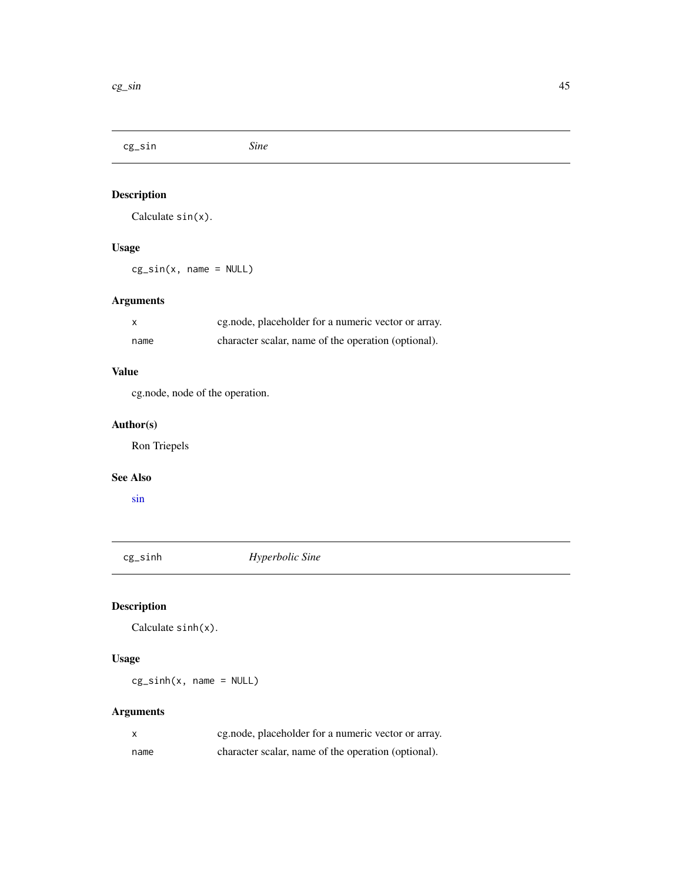## cg_sin *Sine*

### Description

Calculate `sin(x)`.

### Usage

```
cg_sin(x, name = NULL)
```

### Arguments

| | |
|---|---|
| `x` | cg.node, placeholder for a numeric vector or array. |
| `name` | character scalar, name of the operation (optional). |

### Value

cg.node, node of the operation.

### Author(s)

Ron Triepels

### See Also

sin

## cg_sinh *Hyperbolic Sine*

### Description

Calculate `sinh(x)`.

### Usage

```
cg_sinh(x, name = NULL)
```

### Arguments

| | |
|---|---|
| `x` | cg.node, placeholder for a numeric vector or array. |
| `name` | character scalar, name of the operation (optional). |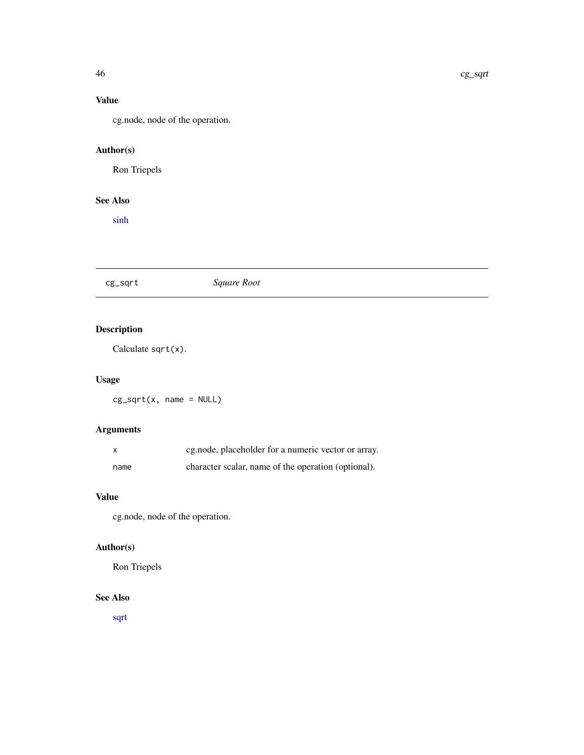### Value

cg.node, node of the operation.

### Author(s)

Ron Triepels

### See Also

sinh

---

## cg_sqrt &emsp; *Square Root*

---

### Description

Calculate `sqrt(x)`.

### Usage

```
cg_sqrt(x, name = NULL)
```

### Arguments

| | |
|---|---|
| `x` | cg.node, placeholder for a numeric vector or array. |
| `name` | character scalar, name of the operation (optional). |

### Value

cg.node, node of the operation.

### Author(s)

Ron Triepels

### See Also

sqrt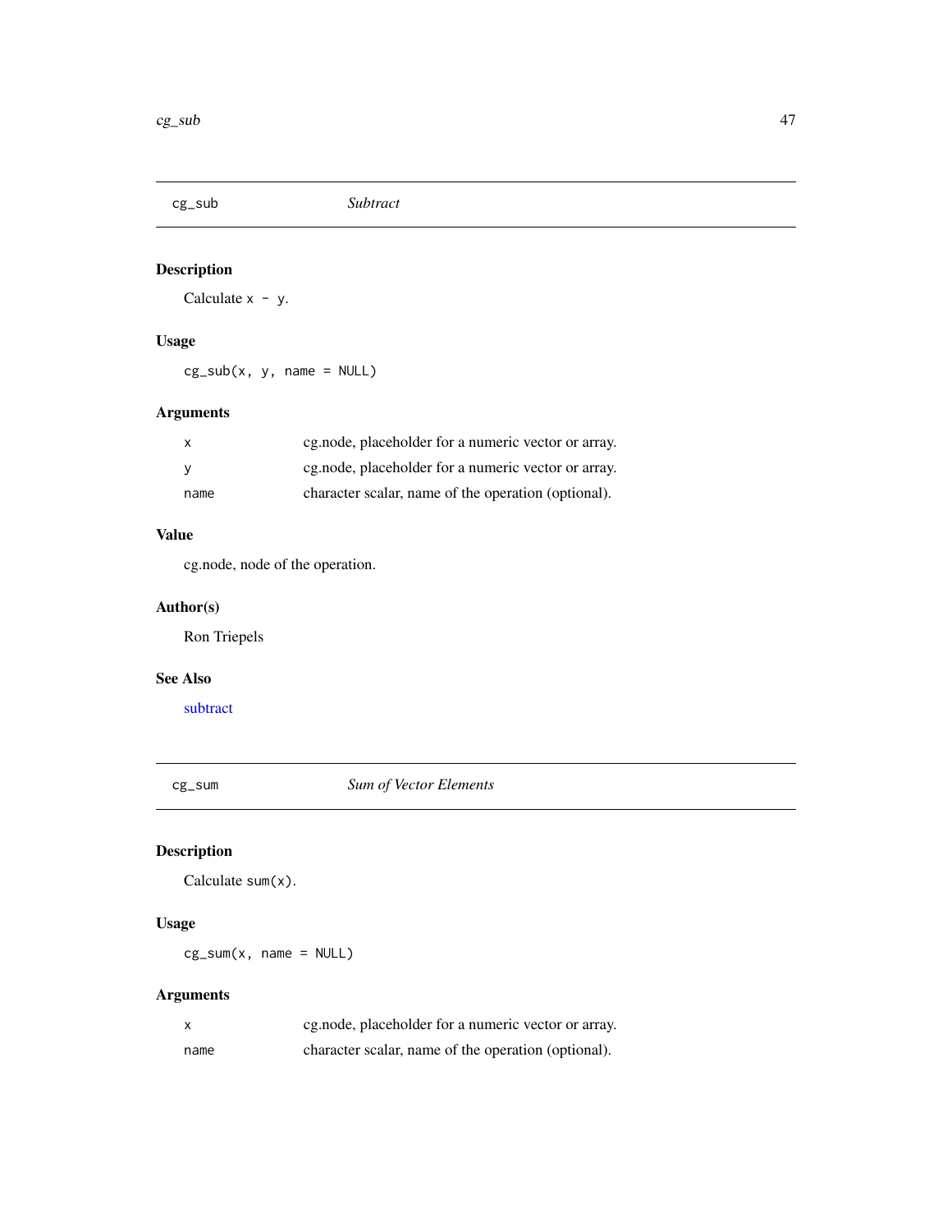## cg_sub *Subtract*

### Description

Calculate `x - y`.

### Usage

```
cg_sub(x, y, name = NULL)
```

### Arguments

| | |
|---|---|
| `x` | cg.node, placeholder for a numeric vector or array. |
| `y` | cg.node, placeholder for a numeric vector or array. |
| `name` | character scalar, name of the operation (optional). |

### Value

cg.node, node of the operation.

### Author(s)

Ron Triepels

### See Also

subtract

## cg_sum *Sum of Vector Elements*

### Description

Calculate `sum(x)`.

### Usage

```
cg_sum(x, name = NULL)
```

### Arguments

| | |
|---|---|
| `x` | cg.node, placeholder for a numeric vector or array. |
| `name` | character scalar, name of the operation (optional). |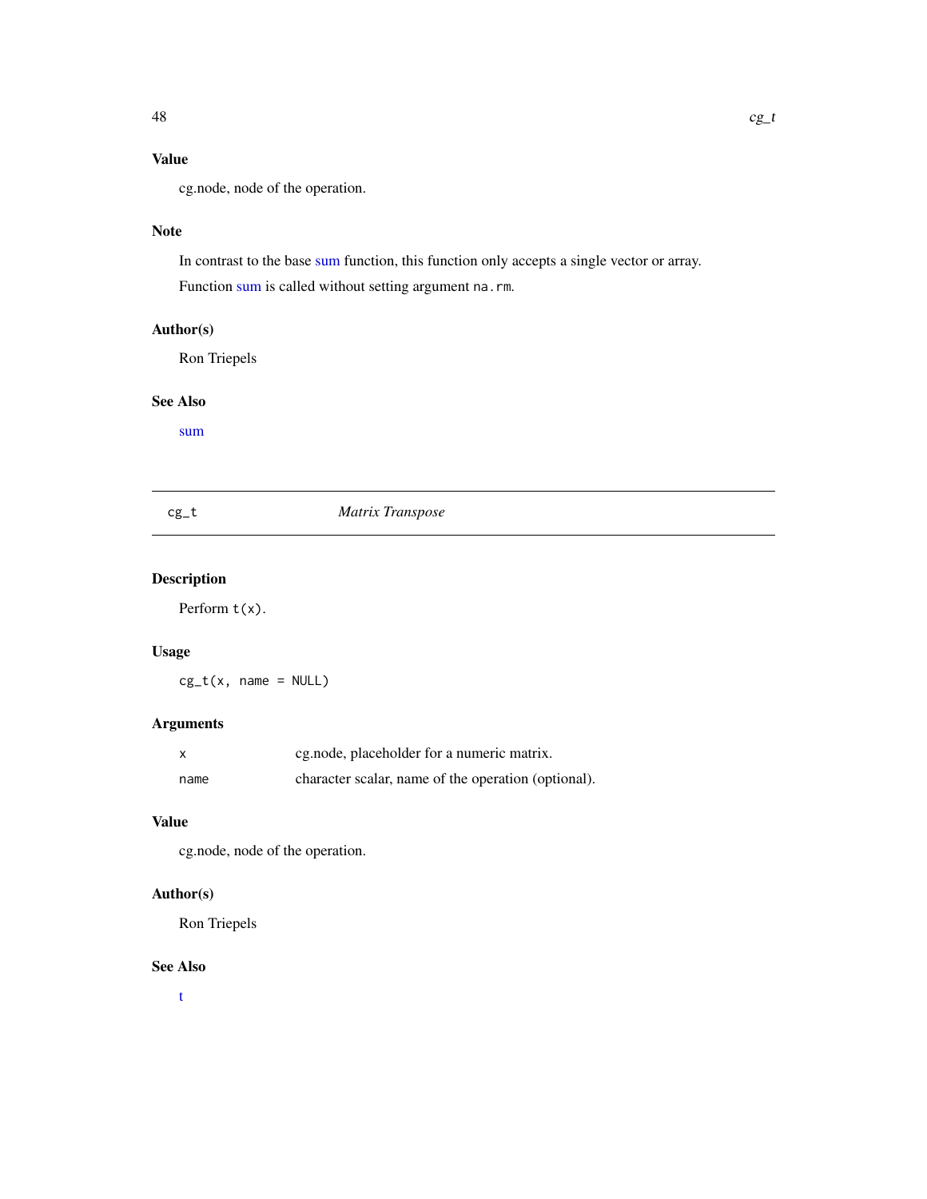### Value

cg.node, node of the operation.

### Note

In contrast to the base sum function, this function only accepts a single vector or array.

Function sum is called without setting argument `na.rm`.

### Author(s)

Ron Triepels

### See Also

sum

---

## cg_t — *Matrix Transpose*

---

### Description

Perform `t(x)`.

### Usage

```
cg_t(x, name = NULL)
```

### Arguments

| | |
|---|---|
| `x` | cg.node, placeholder for a numeric matrix. |
| `name` | character scalar, name of the operation (optional). |

### Value

cg.node, node of the operation.

### Author(s)

Ron Triepels

### See Also

t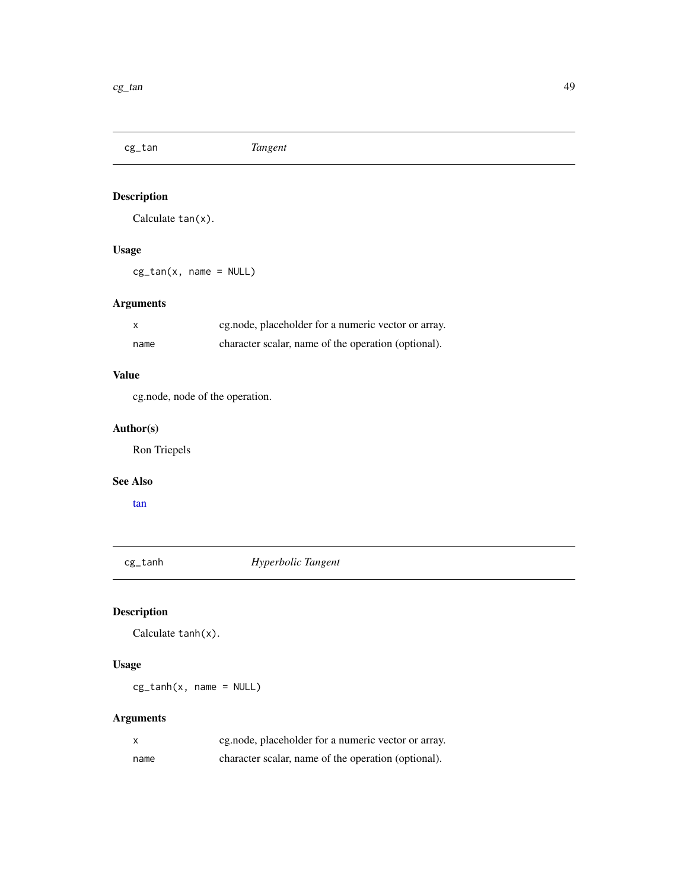## cg_tan *Tangent*

### Description

Calculate `tan(x)`.

### Usage

```
cg_tan(x, name = NULL)
```

### Arguments

| | |
|---|---|
| `x` | cg.node, placeholder for a numeric vector or array. |
| `name` | character scalar, name of the operation (optional). |

### Value

cg.node, node of the operation.

### Author(s)

Ron Triepels

### See Also

tan

## cg_tanh *Hyperbolic Tangent*

### Description

Calculate `tanh(x)`.

### Usage

```
cg_tanh(x, name = NULL)
```

### Arguments

| | |
|---|---|
| `x` | cg.node, placeholder for a numeric vector or array. |
| `name` | character scalar, name of the operation (optional). |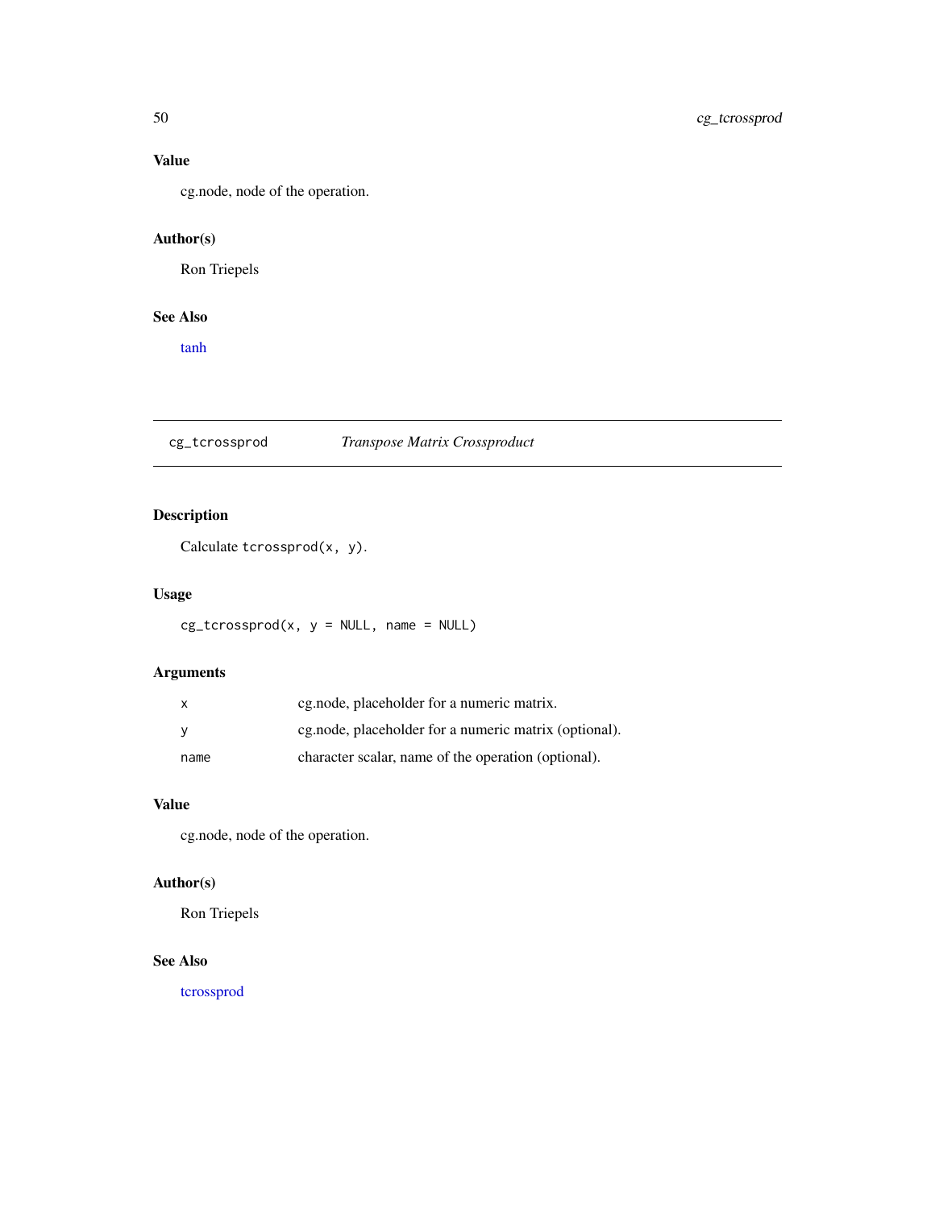### Value

cg.node, node of the operation.

### Author(s)

Ron Triepels

### See Also

tanh

---

## cg_tcrossprod *Transpose Matrix Crossproduct*

---

### Description

Calculate `tcrossprod(x, y)`.

### Usage

```
cg_tcrossprod(x, y = NULL, name = NULL)
```

### Arguments

| | |
|---|---|
| `x` | cg.node, placeholder for a numeric matrix. |
| `y` | cg.node, placeholder for a numeric matrix (optional). |
| `name` | character scalar, name of the operation (optional). |

### Value

cg.node, node of the operation.

### Author(s)

Ron Triepels

### See Also

tcrossprod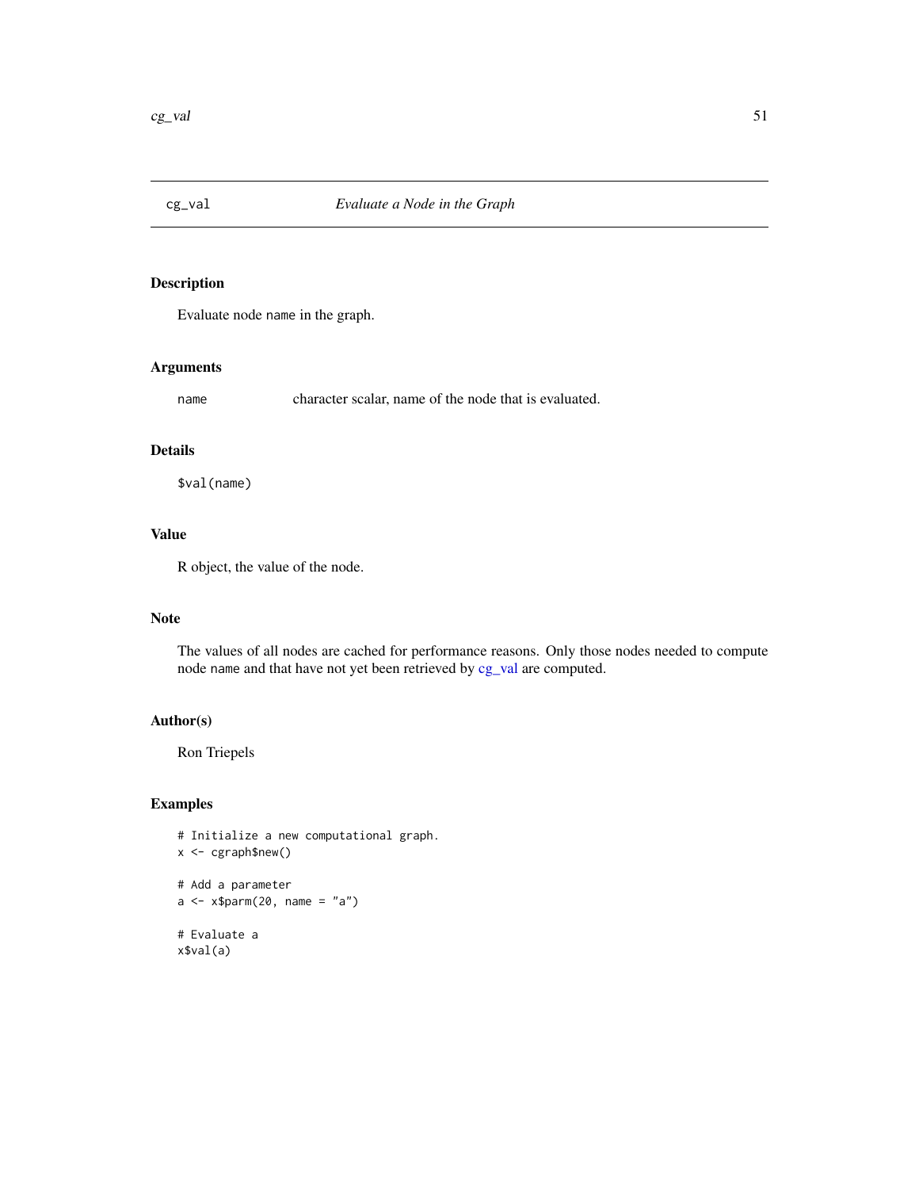# cg_val — *Evaluate a Node in the Graph*

## Description

Evaluate node name in the graph.

## Arguments

| | |
|---|---|
| name | character scalar, name of the node that is evaluated. |

## Details

`$val(name)`

## Value

R object, the value of the node.

## Note

The values of all nodes are cached for performance reasons. Only those nodes needed to compute node name and that have not yet been retrieved by cg_val are computed.

## Author(s)

Ron Triepels

## Examples

```
# Initialize a new computational graph.
x <- cgraph$new()

# Add a parameter
a <- x$parm(20, name = "a")

# Evaluate a
x$val(a)
```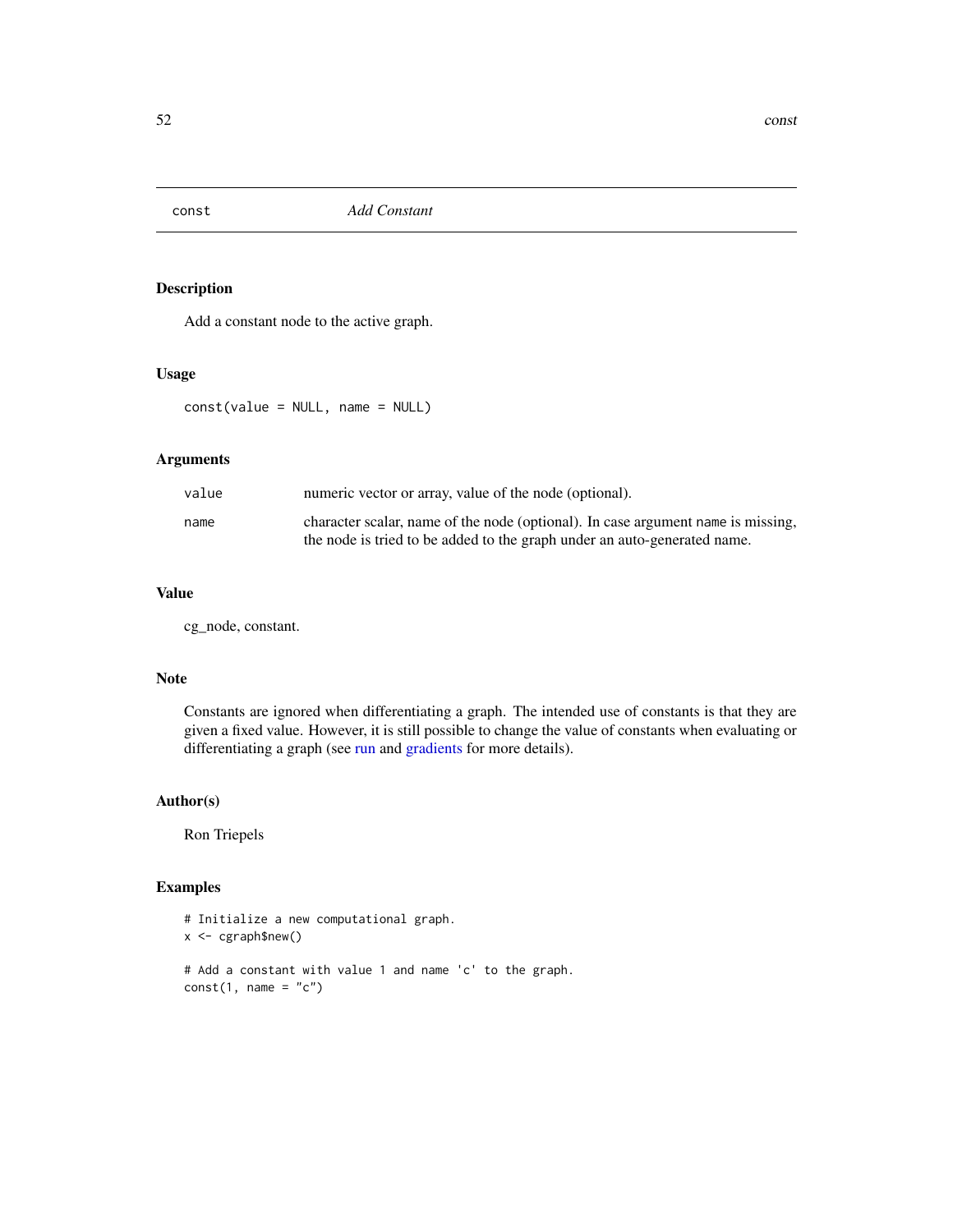# const — *Add Constant*

## Description

Add a constant node to the active graph.

## Usage

```
const(value = NULL, name = NULL)
```

## Arguments

| | |
|---|---|
| value | numeric vector or array, value of the node (optional). |
| name | character scalar, name of the node (optional). In case argument `name` is missing, the node is tried to be added to the graph under an auto-generated name. |

## Value

cg_node, constant.

## Note

Constants are ignored when differentiating a graph. The intended use of constants is that they are given a fixed value. However, it is still possible to change the value of constants when evaluating or differentiating a graph (see run and gradients for more details).

## Author(s)

Ron Triepels

## Examples

```
# Initialize a new computational graph.
x <- cgraph$new()

# Add a constant with value 1 and name 'c' to the graph.
const(1, name = "c")
```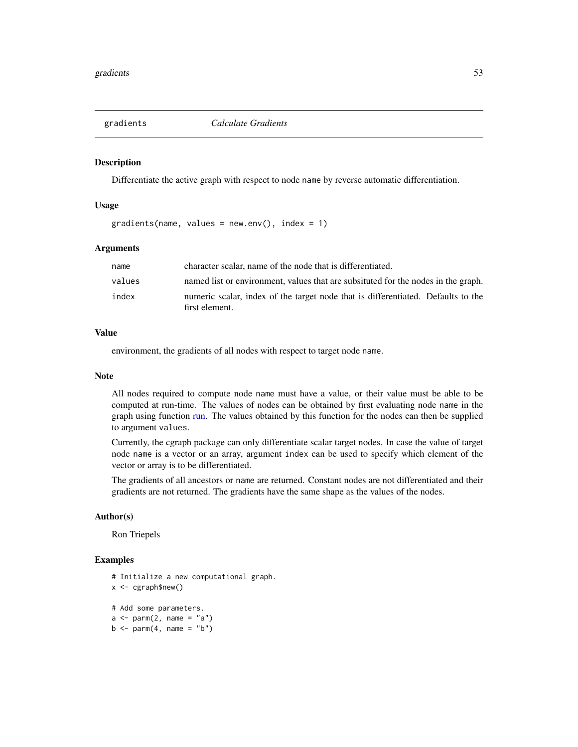## gradients *Calculate Gradients*

### Description

Differentiate the active graph with respect to node name by reverse automatic differentiation.

### Usage

```
gradients(name, values = new.env(), index = 1)
```

### Arguments

| | |
|---|---|
| name | character scalar, name of the node that is differentiated. |
| values | named list or environment, values that are subsituted for the nodes in the graph. |
| index | numeric scalar, index of the target node that is differentiated. Defaults to the first element. |

### Value

environment, the gradients of all nodes with respect to target node name.

### Note

All nodes required to compute node name must have a value, or their value must be able to be computed at run-time. The values of nodes can be obtained by first evaluating node name in the graph using function run. The values obtained by this function for the nodes can then be supplied to argument values.

Currently, the cgraph package can only differentiate scalar target nodes. In case the value of target node name is a vector or an array, argument index can be used to specify which element of the vector or array is to be differentiated.

The gradients of all ancestors or name are returned. Constant nodes are not differentiated and their gradients are not returned. The gradients have the same shape as the values of the nodes.

### Author(s)

Ron Triepels

### Examples

```
# Initialize a new computational graph.
x <- cgraph$new()

# Add some parameters.
a <- parm(2, name = "a")
b <- parm(4, name = "b")
```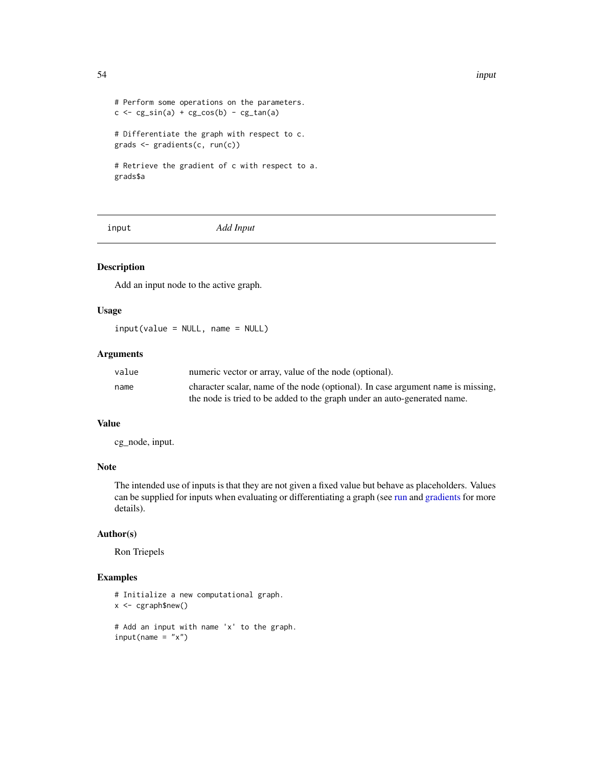```
# Perform some operations on the parameters.
c <- cg_sin(a) + cg_cos(b) - cg_tan(a)

# Differentiate the graph with respect to c.
grads <- gradients(c, run(c))

# Retrieve the gradient of c with respect to a.
grads$a
```

## input *Add Input*

### Description

Add an input node to the active graph.

### Usage

```
input(value = NULL, name = NULL)
```

### Arguments

| | |
|---|---|
| value | numeric vector or array, value of the node (optional). |
| name | character scalar, name of the node (optional). In case argument name is missing, the node is tried to be added to the graph under an auto-generated name. |

### Value

cg_node, input.

### Note

The intended use of inputs is that they are not given a fixed value but behave as placeholders. Values can be supplied for inputs when evaluating or differentiating a graph (see run and gradients for more details).

### Author(s)

Ron Triepels

### Examples

```
# Initialize a new computational graph.
x <- cgraph$new()

# Add an input with name 'x' to the graph.
input(name = "x")
```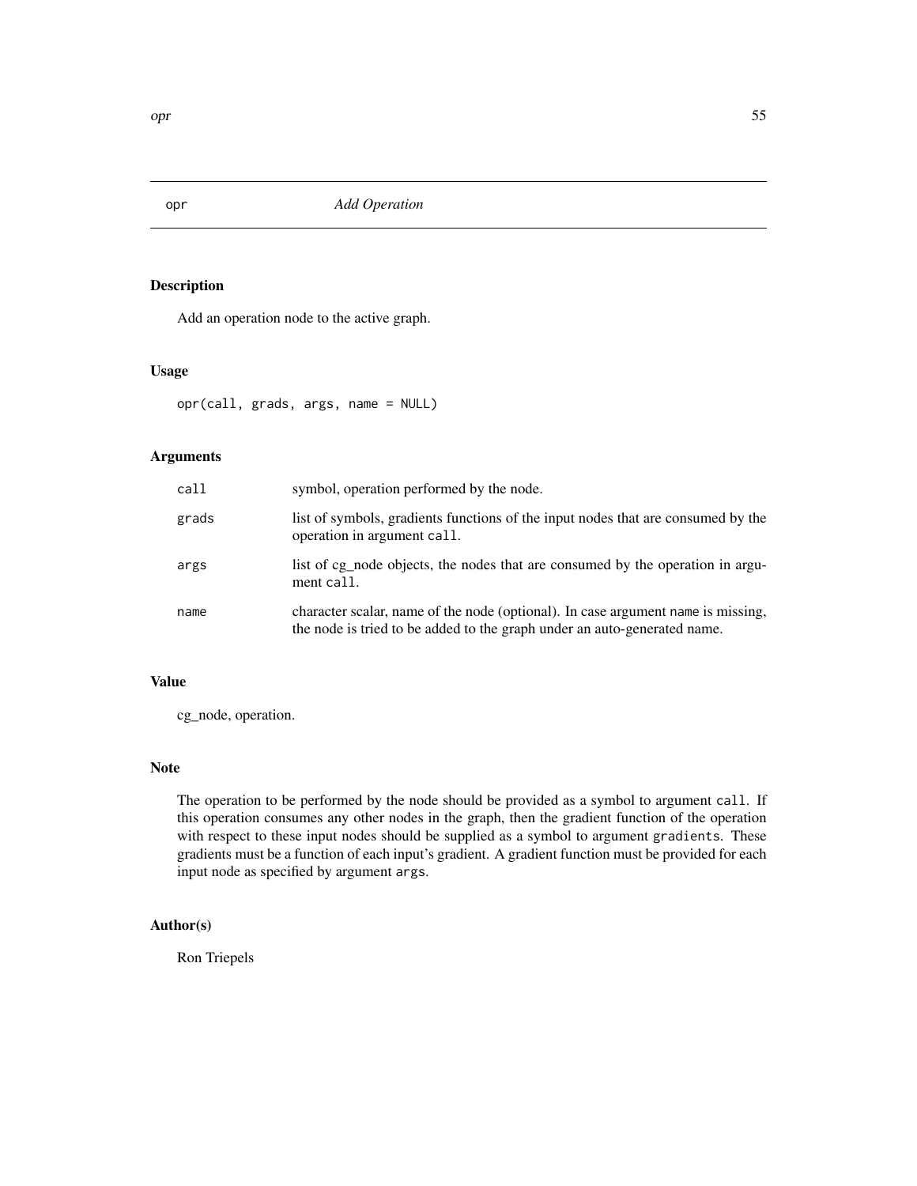# opr — *Add Operation*

## Description

Add an operation node to the active graph.

## Usage

```
opr(call, grads, args, name = NULL)
```

## Arguments

| | |
|---|---|
| `call` | symbol, operation performed by the node. |
| `grads` | list of symbols, gradients functions of the input nodes that are consumed by the operation in argument `call`. |
| `args` | list of cg_node objects, the nodes that are consumed by the operation in argument `call`. |
| `name` | character scalar, name of the node (optional). In case argument `name` is missing, the node is tried to be added to the graph under an auto-generated name. |

## Value

cg_node, operation.

## Note

The operation to be performed by the node should be provided as a symbol to argument `call`. If this operation consumes any other nodes in the graph, then the gradient function of the operation with respect to these input nodes should be supplied as a symbol to argument `gradients`. These gradients must be a function of each input's gradient. A gradient function must be provided for each input node as specified by argument `args`.

## Author(s)

Ron Triepels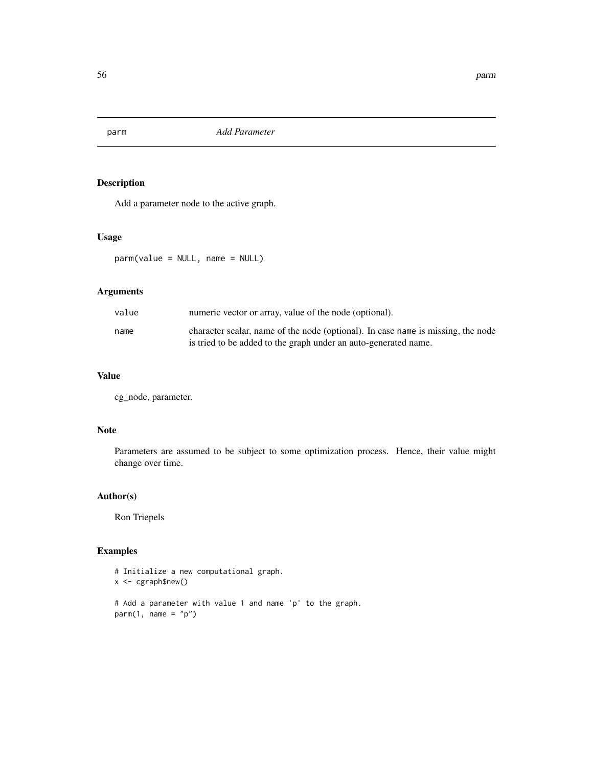## parm *Add Parameter*

### Description

Add a parameter node to the active graph.

### Usage

```
parm(value = NULL, name = NULL)
```

### Arguments

| | |
|---|---|
| value | numeric vector or array, value of the node (optional). |
| name | character scalar, name of the node (optional). In case name is missing, the node is tried to be added to the graph under an auto-generated name. |

### Value

cg_node, parameter.

### Note

Parameters are assumed to be subject to some optimization process. Hence, their value might change over time.

### Author(s)

Ron Triepels

### Examples

```
# Initialize a new computational graph.
x <- cgraph$new()

# Add a parameter with value 1 and name 'p' to the graph.
parm(1, name = "p")
```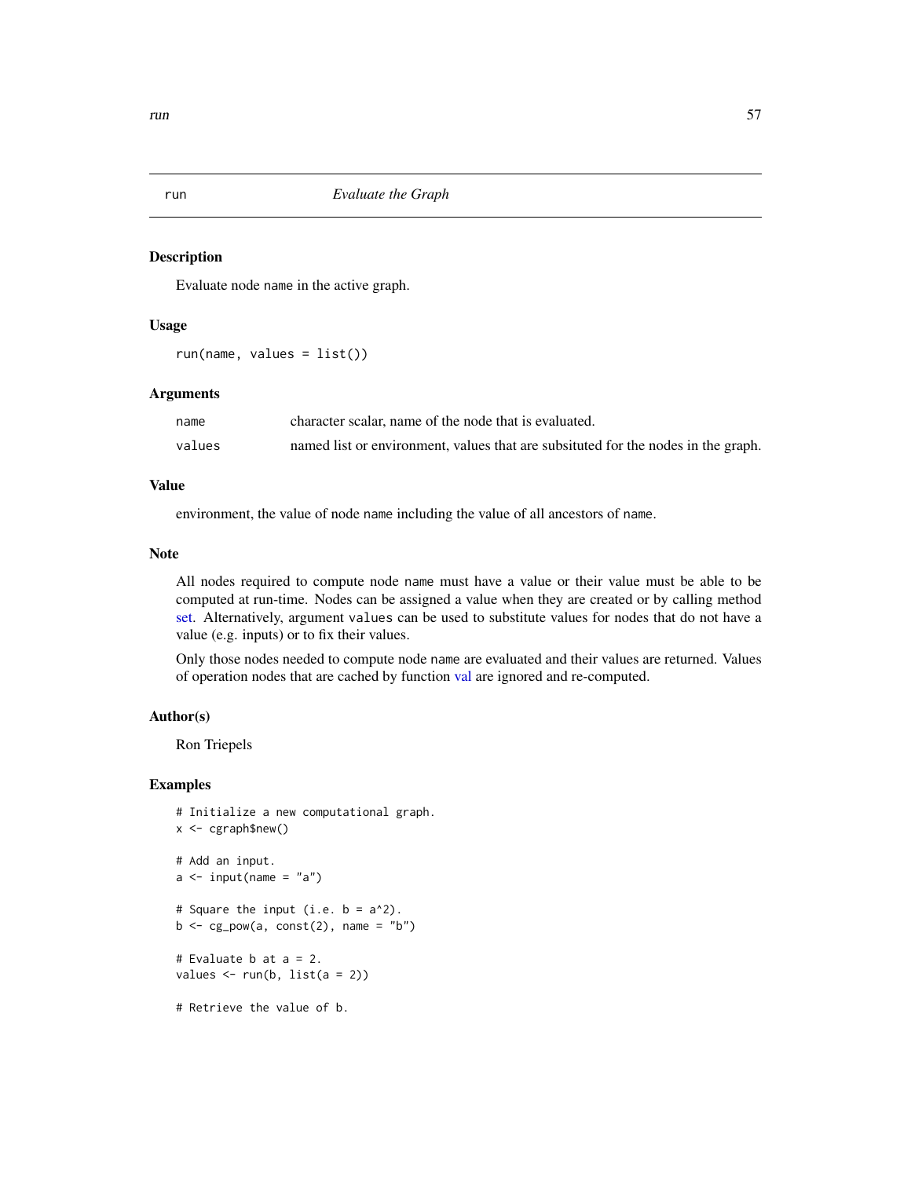# run *Evaluate the Graph*

## Description

Evaluate node `name` in the active graph.

## Usage

```
run(name, values = list())
```

## Arguments

| | |
|---|---|
| `name` | character scalar, name of the node that is evaluated. |
| `values` | named list or environment, values that are subsituted for the nodes in the graph. |

## Value

environment, the value of node `name` including the value of all ancestors of `name`.

## Note

All nodes required to compute node `name` must have a value or their value must be able to be computed at run-time. Nodes can be assigned a value when they are created or by calling method set. Alternatively, argument `values` can be used to substitute values for nodes that do not have a value (e.g. inputs) or to fix their values.

Only those nodes needed to compute node `name` are evaluated and their values are returned. Values of operation nodes that are cached by function val are ignored and re-computed.

## Author(s)

Ron Triepels

## Examples

```
# Initialize a new computational graph.
x <- cgraph$new()

# Add an input.
a <- input(name = "a")

# Square the input (i.e. b = a^2).
b <- cg_pow(a, const(2), name = "b")

# Evaluate b at a = 2.
values <- run(b, list(a = 2))

# Retrieve the value of b.
```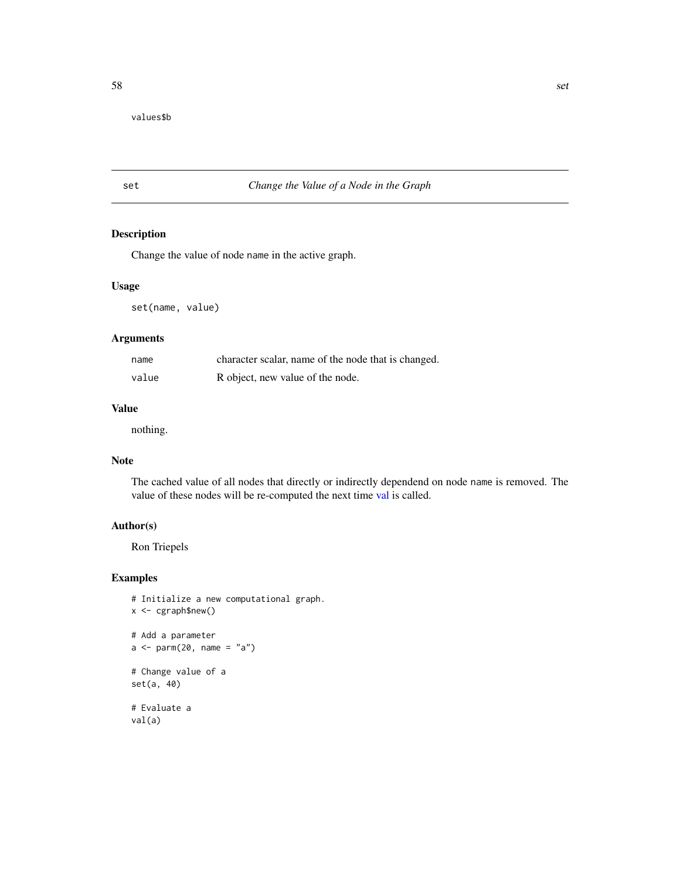```
values$b
```

## set — *Change the Value of a Node in the Graph*

### Description

Change the value of node `name` in the active graph.

### Usage

```
set(name, value)
```

### Arguments

| | |
|---|---|
| `name` | character scalar, name of the node that is changed. |
| `value` | R object, new value of the node. |

### Value

nothing.

### Note

The cached value of all nodes that directly or indirectly dependend on node `name` is removed. The value of these nodes will be re-computed the next time val is called.

### Author(s)

Ron Triepels

### Examples

```
# Initialize a new computational graph.
x <- cgraph$new()

# Add a parameter
a <- parm(20, name = "a")

# Change value of a
set(a, 40)

# Evaluate a
val(a)
```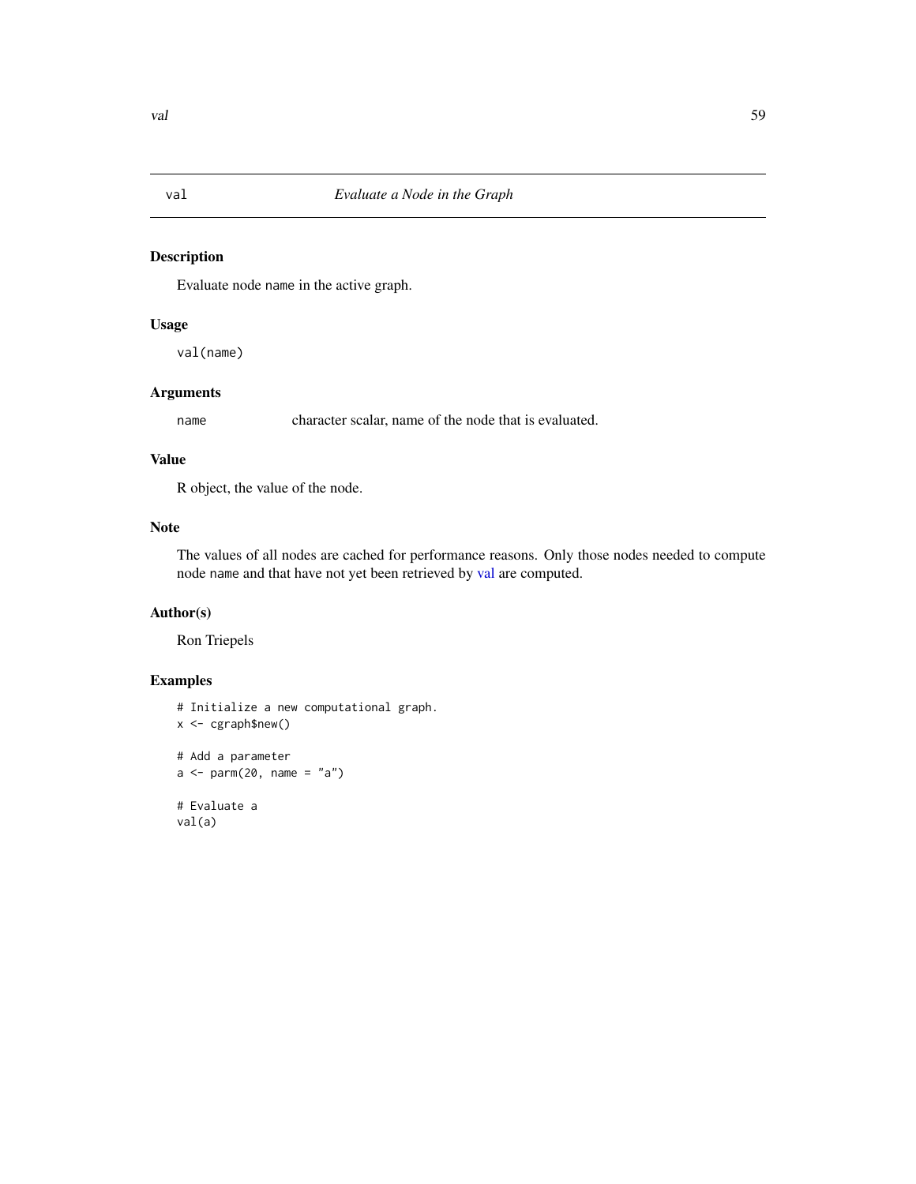# val — *Evaluate a Node in the Graph*

## Description

Evaluate node `name` in the active graph.

## Usage

```
val(name)
```

## Arguments

| | |
|---|---|
| `name` | character scalar, name of the node that is evaluated. |

## Value

R object, the value of the node.

## Note

The values of all nodes are cached for performance reasons. Only those nodes needed to compute node `name` and that have not yet been retrieved by val are computed.

## Author(s)

Ron Triepels

## Examples

```
# Initialize a new computational graph.
x <- cgraph$new()

# Add a parameter
a <- parm(20, name = "a")

# Evaluate a
val(a)
```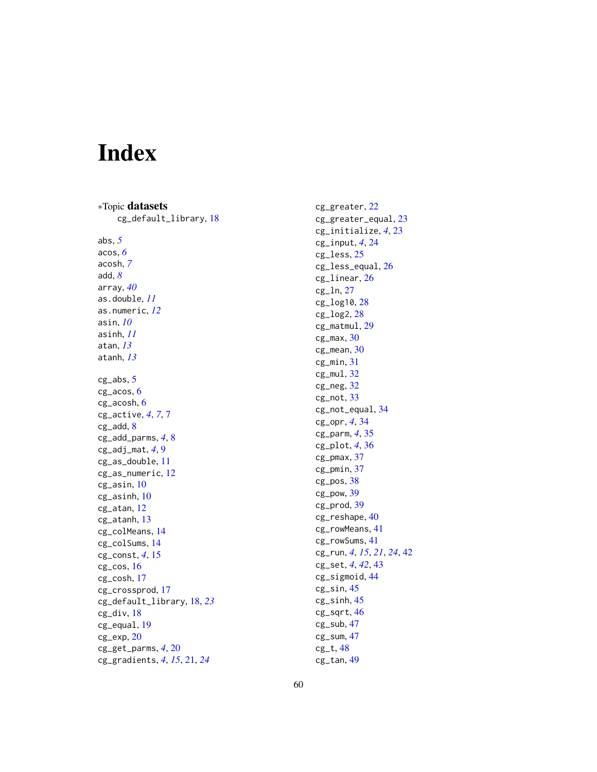# Index

*Topic **datasets**
    cg_default_library, 18

abs, *5*
acos, *6*
acosh, *7*
add, *8*
array, *40*
as.double, *11*
as.numeric, *12*
asin, *10*
asinh, *11*
atan, *13*
atanh, *13*

cg_abs, 5
cg_acos, 6
cg_acosh, 6
cg_active, *4*, *7*, 7
cg_add, 8
cg_add_parms, *4*, 8
cg_adj_mat, *4*, 9
cg_as_double, 11
cg_as_numeric, 12
cg_asin, 10
cg_asinh, 10
cg_atan, 12
cg_atanh, 13
cg_colMeans, 14
cg_colSums, 14
cg_const, *4*, 15
cg_cos, 16
cg_cosh, 17
cg_crossprod, 17
cg_default_library, 18, *23*
cg_div, 18
cg_equal, 19
cg_exp, 20
cg_get_parms, *4*, 20
cg_gradients, *4*, *15*, 21, *24*
cg_greater, 22
cg_greater_equal, 23
cg_initialize, *4*, 23
cg_input, *4*, 24
cg_less, 25
cg_less_equal, 26
cg_linear, 26
cg_ln, 27
cg_log10, 28
cg_log2, 28
cg_matmul, 29
cg_max, 30
cg_mean, 30
cg_min, 31
cg_mul, 32
cg_neg, 32
cg_not, 33
cg_not_equal, 34
cg_opr, *4*, 34
cg_parm, *4*, 35
cg_plot, *4*, 36
cg_pmax, 37
cg_pmin, 37
cg_pos, 38
cg_pow, 39
cg_prod, 39
cg_reshape, 40
cg_rowMeans, 41
cg_rowSums, 41
cg_run, *4*, *15*, *21*, *24*, 42
cg_set, *4*, *42*, 43
cg_sigmoid, 44
cg_sin, 45
cg_sinh, 45
cg_sqrt, 46
cg_sub, 47
cg_sum, 47
cg_t, 48
cg_tan, 49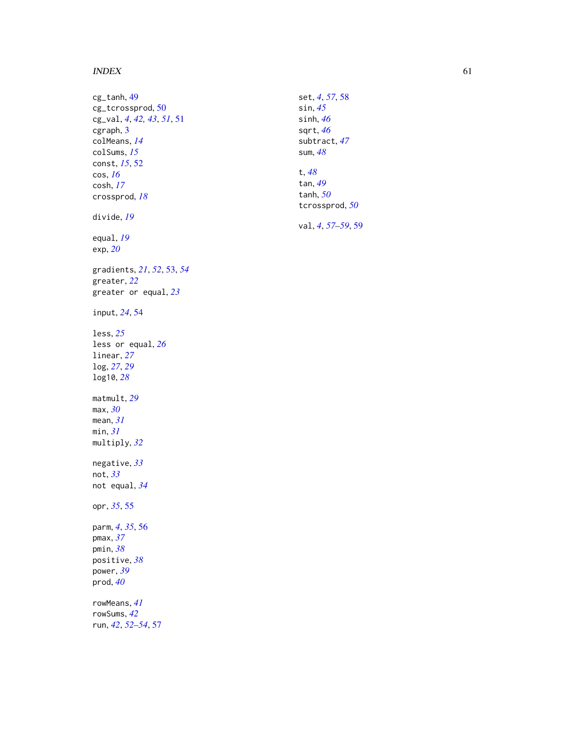cg_tanh, *49*
cg_tcrossprod, *50*
cg_val, *4*, *42*, *43*, *51*, 51
cgraph, *3*
colMeans, *14*
colSums, *15*
const, *15*, 52
cos, *16*
cosh, *17*
crossprod, *18*

divide, *19*

equal, *19*
exp, *20*

gradients, *21*, *52*, 53, *54*
greater, *22*
greater or equal, *23*

input, *24*, 54

less, *25*
less or equal, *26*
linear, *27*
log, *27*, *29*
log10, *28*

matmult, *29*
max, *30*
mean, *31*
min, *31*
multiply, *32*

negative, *33*
not, *33*
not equal, *34*

opr, *35*, 55

parm, *4*, *35*, 56
pmax, *37*
pmin, *38*
positive, *38*
power, *39*
prod, *40*

rowMeans, *41*
rowSums, *42*
run, *42*, *52–54*, 57

set, *4*, *57*, 58
sin, *45*
sinh, *46*
sqrt, *46*
subtract, *47*
sum, *48*

t, *48*
tan, *49*
tanh, *50*
tcrossprod, *50*

val, *4*, *57–59*, 59